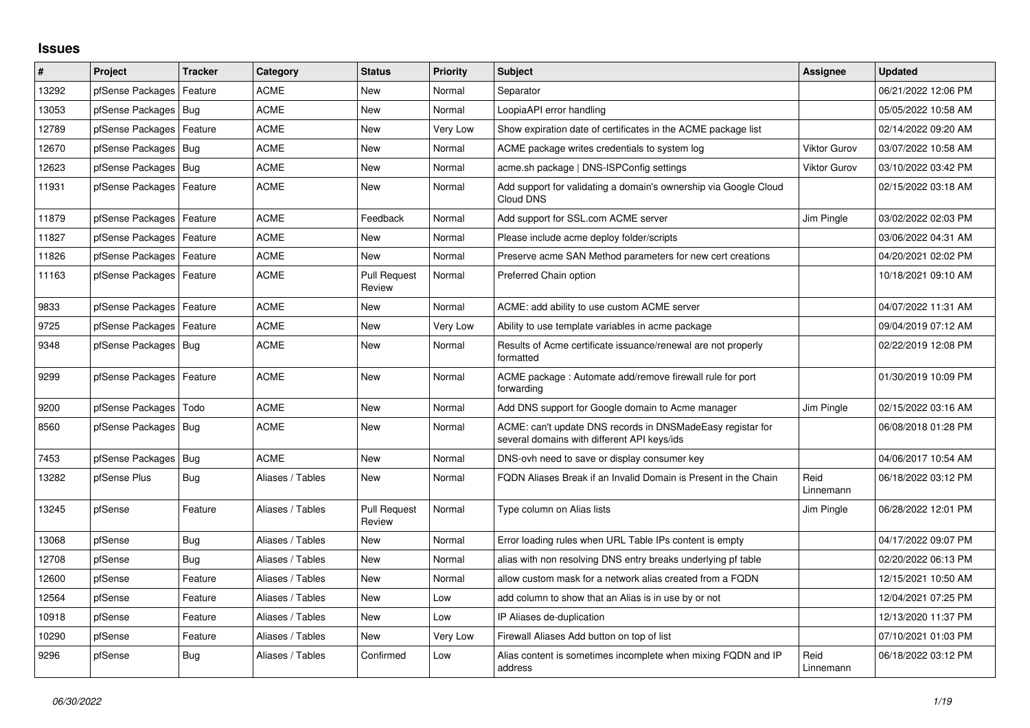# Issues

| # | Project | Tracker | Category | Status | Priority | Subject | Assignee | Updated |
|---|---|---|---|---|---|---|---|---|
| 13292 | pfSense Packages | Feature | ACME | New | Normal | Separator | | 06/21/2022 12:06 PM |
| 13053 | pfSense Packages | Bug | ACME | New | Normal | LoopiaAPI error handling | | 05/05/2022 10:58 AM |
| 12789 | pfSense Packages | Feature | ACME | New | Very Low | Show expiration date of certificates in the ACME package list | | 02/14/2022 09:20 AM |
| 12670 | pfSense Packages | Bug | ACME | New | Normal | ACME package writes credentials to system log | Viktor Gurov | 03/07/2022 10:58 AM |
| 12623 | pfSense Packages | Bug | ACME | New | Normal | acme.sh package \| DNS-ISPConfig settings | Viktor Gurov | 03/10/2022 03:42 PM |
| 11931 | pfSense Packages | Feature | ACME | New | Normal | Add support for validating a domain's ownership via Google Cloud Cloud DNS | | 02/15/2022 03:18 AM |
| 11879 | pfSense Packages | Feature | ACME | Feedback | Normal | Add support for SSL.com ACME server | Jim Pingle | 03/02/2022 02:03 PM |
| 11827 | pfSense Packages | Feature | ACME | New | Normal | Please include acme deploy folder/scripts | | 03/06/2022 04:31 AM |
| 11826 | pfSense Packages | Feature | ACME | New | Normal | Preserve acme SAN Method parameters for new cert creations | | 04/20/2021 02:02 PM |
| 11163 | pfSense Packages | Feature | ACME | Pull Request Review | Normal | Preferred Chain option | | 10/18/2021 09:10 AM |
| 9833 | pfSense Packages | Feature | ACME | New | Normal | ACME: add ability to use custom ACME server | | 04/07/2022 11:31 AM |
| 9725 | pfSense Packages | Feature | ACME | New | Very Low | Ability to use template variables in acme package | | 09/04/2019 07:12 AM |
| 9348 | pfSense Packages | Bug | ACME | New | Normal | Results of Acme certificate issuance/renewal are not properly formatted | | 02/22/2019 12:08 PM |
| 9299 | pfSense Packages | Feature | ACME | New | Normal | ACME package : Automate add/remove firewall rule for port forwarding | | 01/30/2019 10:09 PM |
| 9200 | pfSense Packages | Todo | ACME | New | Normal | Add DNS support for Google domain to Acme manager | Jim Pingle | 02/15/2022 03:16 AM |
| 8560 | pfSense Packages | Bug | ACME | New | Normal | ACME: can't update DNS records in DNSMadeEasy registar for several domains with different API keys/ids | | 06/08/2018 01:28 PM |
| 7453 | pfSense Packages | Bug | ACME | New | Normal | DNS-ovh need to save or display consumer key | | 04/06/2017 10:54 AM |
| 13282 | pfSense Plus | Bug | Aliases / Tables | New | Normal | FQDN Aliases Break if an Invalid Domain is Present in the Chain | Reid Linnemann | 06/18/2022 03:12 PM |
| 13245 | pfSense | Feature | Aliases / Tables | Pull Request Review | Normal | Type column on Alias lists | Jim Pingle | 06/28/2022 12:01 PM |
| 13068 | pfSense | Bug | Aliases / Tables | New | Normal | Error loading rules when URL Table IPs content is empty | | 04/17/2022 09:07 PM |
| 12708 | pfSense | Bug | Aliases / Tables | New | Normal | alias with non resolving DNS entry breaks underlying pf table | | 02/20/2022 06:13 PM |
| 12600 | pfSense | Feature | Aliases / Tables | New | Normal | allow custom mask for a network alias created from a FQDN | | 12/15/2021 10:50 AM |
| 12564 | pfSense | Feature | Aliases / Tables | New | Low | add column to show that an Alias is in use by or not | | 12/04/2021 07:25 PM |
| 10918 | pfSense | Feature | Aliases / Tables | New | Low | IP Aliases de-duplication | | 12/13/2020 11:37 PM |
| 10290 | pfSense | Feature | Aliases / Tables | New | Very Low | Firewall Aliases Add button on top of list | | 07/10/2021 01:03 PM |
| 9296 | pfSense | Bug | Aliases / Tables | Confirmed | Low | Alias content is sometimes incomplete when mixing FQDN and IP address | Reid Linnemann | 06/18/2022 03:12 PM |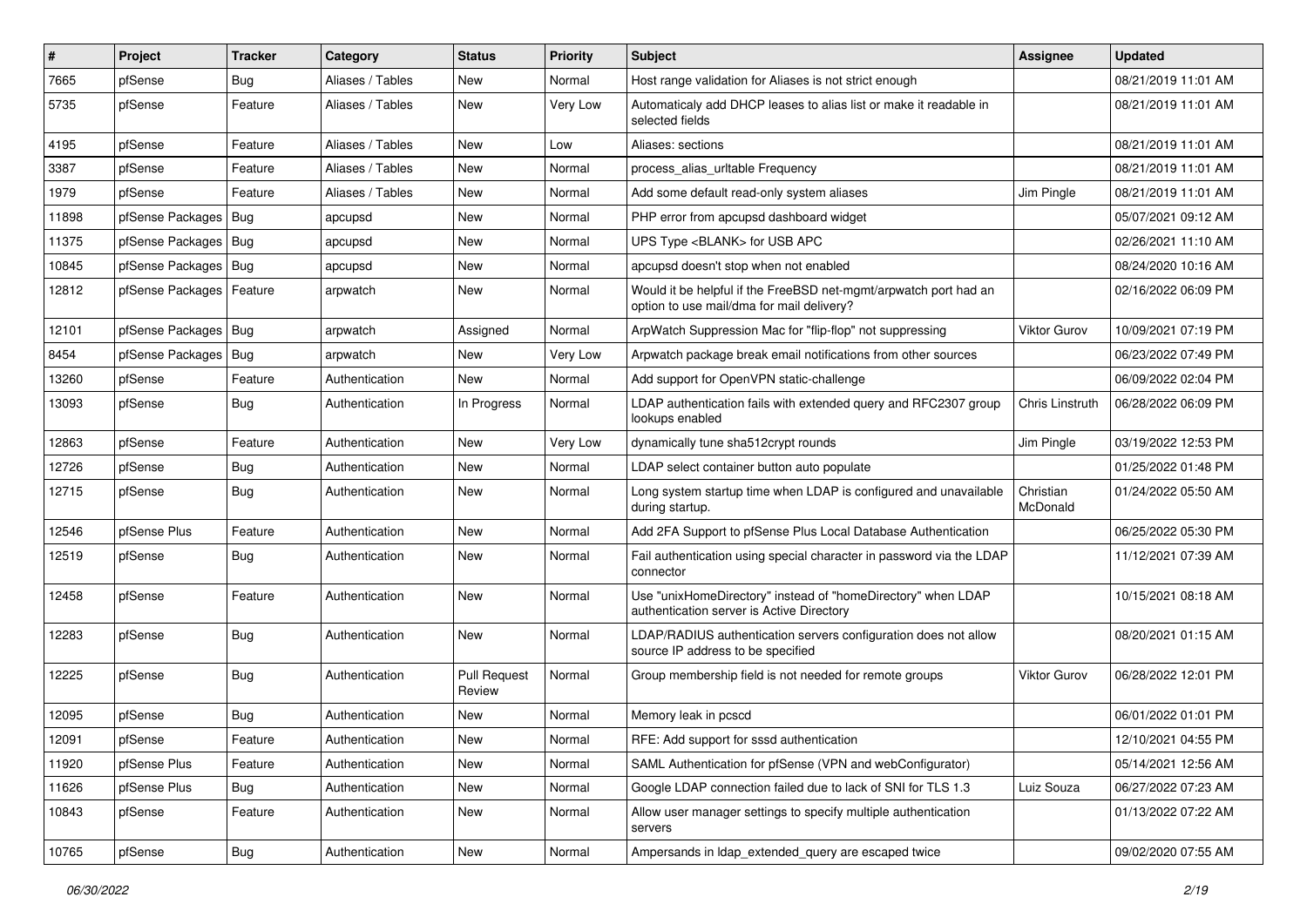| # | Project | Tracker | Category | Status | Priority | Subject | Assignee | Updated |
|---|---|---|---|---|---|---|---|---|
| 7665 | pfSense | Bug | Aliases / Tables | New | Normal | Host range validation for Aliases is not strict enough | | 08/21/2019 11:01 AM |
| 5735 | pfSense | Feature | Aliases / Tables | New | Very Low | Automaticaly add DHCP leases to alias list or make it readable in selected fields | | 08/21/2019 11:01 AM |
| 4195 | pfSense | Feature | Aliases / Tables | New | Low | Aliases: sections | | 08/21/2019 11:01 AM |
| 3387 | pfSense | Feature | Aliases / Tables | New | Normal | process_alias_urltable Frequency | | 08/21/2019 11:01 AM |
| 1979 | pfSense | Feature | Aliases / Tables | New | Normal | Add some default read-only system aliases | Jim Pingle | 08/21/2019 11:01 AM |
| 11898 | pfSense Packages | Bug | apcupsd | New | Normal | PHP error from apcupsd dashboard widget | | 05/07/2021 09:12 AM |
| 11375 | pfSense Packages | Bug | apcupsd | New | Normal | UPS Type <BLANK> for USB APC | | 02/26/2021 11:10 AM |
| 10845 | pfSense Packages | Bug | apcupsd | New | Normal | apcupsd doesn't stop when not enabled | | 08/24/2020 10:16 AM |
| 12812 | pfSense Packages | Feature | arpwatch | New | Normal | Would it be helpful if the FreeBSD net-mgmt/arpwatch port had an option to use mail/dma for mail delivery? | | 02/16/2022 06:09 PM |
| 12101 | pfSense Packages | Bug | arpwatch | Assigned | Normal | ArpWatch Suppression Mac for "flip-flop" not suppressing | Viktor Gurov | 10/09/2021 07:19 PM |
| 8454 | pfSense Packages | Bug | arpwatch | New | Very Low | Arpwatch package break email notifications from other sources | | 06/23/2022 07:49 PM |
| 13260 | pfSense | Feature | Authentication | New | Normal | Add support for OpenVPN static-challenge | | 06/09/2022 02:04 PM |
| 13093 | pfSense | Bug | Authentication | In Progress | Normal | LDAP authentication fails with extended query and RFC2307 group lookups enabled | Chris Linstruth | 06/28/2022 06:09 PM |
| 12863 | pfSense | Feature | Authentication | New | Very Low | dynamically tune sha512crypt rounds | Jim Pingle | 03/19/2022 12:53 PM |
| 12726 | pfSense | Bug | Authentication | New | Normal | LDAP select container button auto populate | | 01/25/2022 01:48 PM |
| 12715 | pfSense | Bug | Authentication | New | Normal | Long system startup time when LDAP is configured and unavailable during startup. | Christian McDonald | 01/24/2022 05:50 AM |
| 12546 | pfSense Plus | Feature | Authentication | New | Normal | Add 2FA Support to pfSense Plus Local Database Authentication | | 06/25/2022 05:30 PM |
| 12519 | pfSense | Bug | Authentication | New | Normal | Fail authentication using special character in password via the LDAP connector | | 11/12/2021 07:39 AM |
| 12458 | pfSense | Feature | Authentication | New | Normal | Use "unixHomeDirectory" instead of "homeDirectory" when LDAP authentication server is Active Directory | | 10/15/2021 08:18 AM |
| 12283 | pfSense | Bug | Authentication | New | Normal | LDAP/RADIUS authentication servers configuration does not allow source IP address to be specified | | 08/20/2021 01:15 AM |
| 12225 | pfSense | Bug | Authentication | Pull Request Review | Normal | Group membership field is not needed for remote groups | Viktor Gurov | 06/28/2022 12:01 PM |
| 12095 | pfSense | Bug | Authentication | New | Normal | Memory leak in pcscd | | 06/01/2022 01:01 PM |
| 12091 | pfSense | Feature | Authentication | New | Normal | RFE: Add support for sssd authentication | | 12/10/2021 04:55 PM |
| 11920 | pfSense Plus | Feature | Authentication | New | Normal | SAML Authentication for pfSense (VPN and webConfigurator) | | 05/14/2021 12:56 AM |
| 11626 | pfSense Plus | Bug | Authentication | New | Normal | Google LDAP connection failed due to lack of SNI for TLS 1.3 | Luiz Souza | 06/27/2022 07:23 AM |
| 10843 | pfSense | Feature | Authentication | New | Normal | Allow user manager settings to specify multiple authentication servers | | 01/13/2022 07:22 AM |
| 10765 | pfSense | Bug | Authentication | New | Normal | Ampersands in ldap_extended_query are escaped twice | | 09/02/2020 07:55 AM |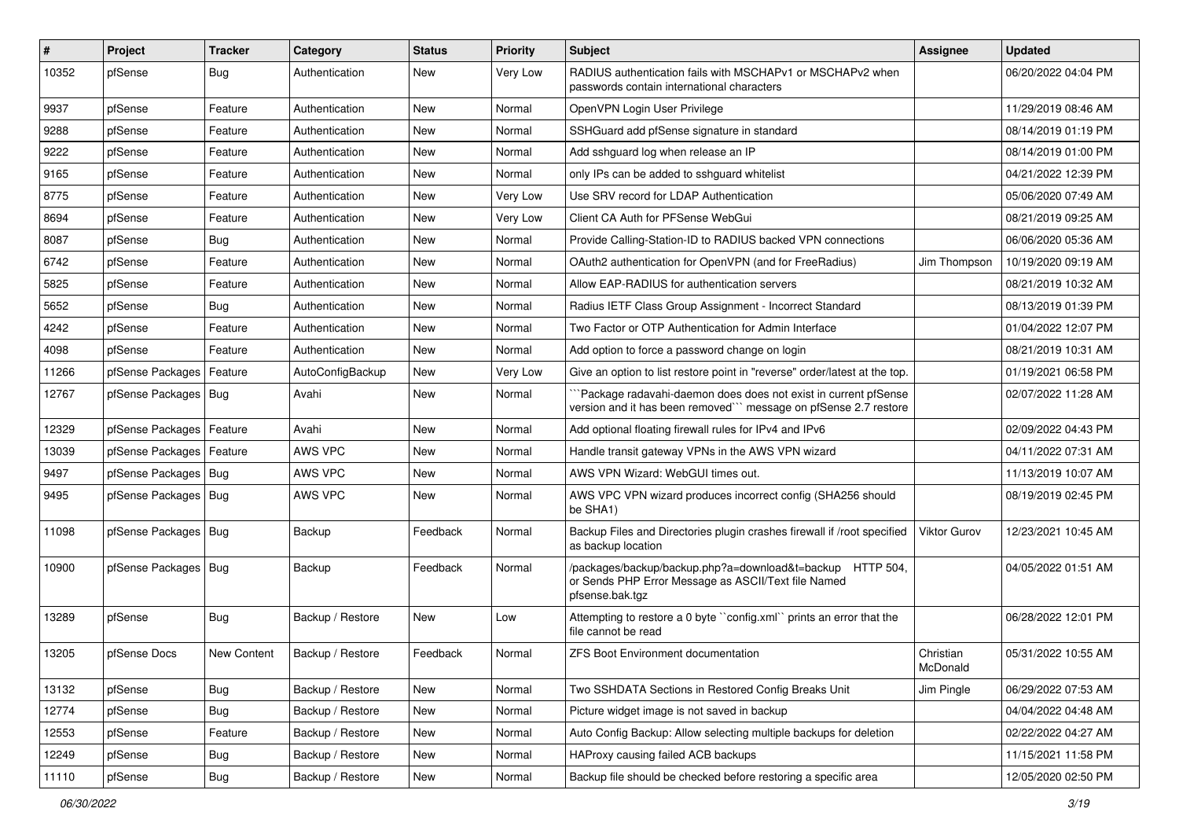| # | Project | Tracker | Category | Status | Priority | Subject | Assignee | Updated |
|---|---|---|---|---|---|---|---|---|
| 10352 | pfSense | Bug | Authentication | New | Very Low | RADIUS authentication fails with MSCHAPv1 or MSCHAPv2 when passwords contain international characters | | 06/20/2022 04:04 PM |
| 9937 | pfSense | Feature | Authentication | New | Normal | OpenVPN Login User Privilege | | 11/29/2019 08:46 AM |
| 9288 | pfSense | Feature | Authentication | New | Normal | SSHGuard add pfSense signature in standard | | 08/14/2019 01:19 PM |
| 9222 | pfSense | Feature | Authentication | New | Normal | Add sshguard log when release an IP | | 08/14/2019 01:00 PM |
| 9165 | pfSense | Feature | Authentication | New | Normal | only IPs can be added to sshguard whitelist | | 04/21/2022 12:39 PM |
| 8775 | pfSense | Feature | Authentication | New | Very Low | Use SRV record for LDAP Authentication | | 05/06/2020 07:49 AM |
| 8694 | pfSense | Feature | Authentication | New | Very Low | Client CA Auth for PFSense WebGui | | 08/21/2019 09:25 AM |
| 8087 | pfSense | Bug | Authentication | New | Normal | Provide Calling-Station-ID to RADIUS backed VPN connections | | 06/06/2020 05:36 AM |
| 6742 | pfSense | Feature | Authentication | New | Normal | OAuth2 authentication for OpenVPN (and for FreeRadius) | Jim Thompson | 10/19/2020 09:19 AM |
| 5825 | pfSense | Feature | Authentication | New | Normal | Allow EAP-RADIUS for authentication servers | | 08/21/2019 10:32 AM |
| 5652 | pfSense | Bug | Authentication | New | Normal | Radius IETF Class Group Assignment - Incorrect Standard | | 08/13/2019 01:39 PM |
| 4242 | pfSense | Feature | Authentication | New | Normal | Two Factor or OTP Authentication for Admin Interface | | 01/04/2022 12:07 PM |
| 4098 | pfSense | Feature | Authentication | New | Normal | Add option to force a password change on login | | 08/21/2019 10:31 AM |
| 11266 | pfSense Packages | Feature | AutoConfigBackup | New | Very Low | Give an option to list restore point in "reverse" order/latest at the top. | | 01/19/2021 06:58 PM |
| 12767 | pfSense Packages | Bug | Avahi | New | Normal | ```Package radavahi-daemon does does not exist in current pfSense version and it has been removed``` message on pfSense 2.7 restore | | 02/07/2022 11:28 AM |
| 12329 | pfSense Packages | Feature | Avahi | New | Normal | Add optional floating firewall rules for IPv4 and IPv6 | | 02/09/2022 04:43 PM |
| 13039 | pfSense Packages | Feature | AWS VPC | New | Normal | Handle transit gateway VPNs in the AWS VPN wizard | | 04/11/2022 07:31 AM |
| 9497 | pfSense Packages | Bug | AWS VPC | New | Normal | AWS VPN Wizard: WebGUI times out. | | 11/13/2019 10:07 AM |
| 9495 | pfSense Packages | Bug | AWS VPC | New | Normal | AWS VPC VPN wizard produces incorrect config (SHA256 should be SHA1) | | 08/19/2019 02:45 PM |
| 11098 | pfSense Packages | Bug | Backup | Feedback | Normal | Backup Files and Directories plugin crashes firewall if /root specified as backup location | Viktor Gurov | 12/23/2021 10:45 AM |
| 10900 | pfSense Packages | Bug | Backup | Feedback | Normal | /packages/backup/backup.php?a=download&t=backup HTTP 504, or Sends PHP Error Message as ASCII/Text file Named pfsense.bak.tgz | | 04/05/2022 01:51 AM |
| 13289 | pfSense | Bug | Backup / Restore | New | Low | Attempting to restore a 0 byte ``config.xml`` prints an error that the file cannot be read | | 06/28/2022 12:01 PM |
| 13205 | pfSense Docs | New Content | Backup / Restore | Feedback | Normal | ZFS Boot Environment documentation | Christian McDonald | 05/31/2022 10:55 AM |
| 13132 | pfSense | Bug | Backup / Restore | New | Normal | Two SSHDATA Sections in Restored Config Breaks Unit | Jim Pingle | 06/29/2022 07:53 AM |
| 12774 | pfSense | Bug | Backup / Restore | New | Normal | Picture widget image is not saved in backup | | 04/04/2022 04:48 AM |
| 12553 | pfSense | Feature | Backup / Restore | New | Normal | Auto Config Backup: Allow selecting multiple backups for deletion | | 02/22/2022 04:27 AM |
| 12249 | pfSense | Bug | Backup / Restore | New | Normal | HAProxy causing failed ACB backups | | 11/15/2021 11:58 PM |
| 11110 | pfSense | Bug | Backup / Restore | New | Normal | Backup file should be checked before restoring a specific area | | 12/05/2020 02:50 PM |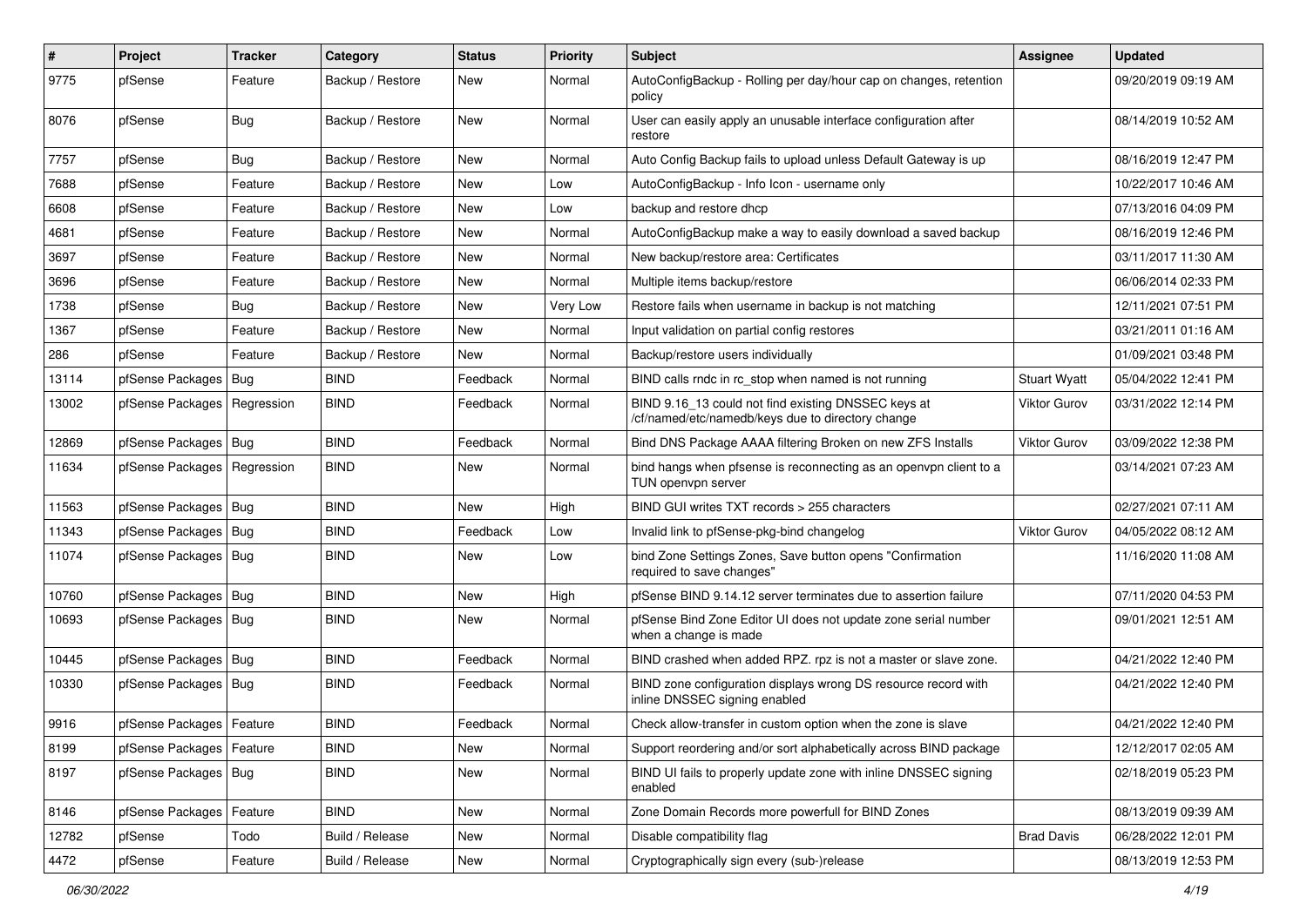| # | Project | Tracker | Category | Status | Priority | Subject | Assignee | Updated |
|---|---|---|---|---|---|---|---|---|
| 9775 | pfSense | Feature | Backup / Restore | New | Normal | AutoConfigBackup - Rolling per day/hour cap on changes, retention policy | | 09/20/2019 09:19 AM |
| 8076 | pfSense | Bug | Backup / Restore | New | Normal | User can easily apply an unusable interface configuration after restore | | 08/14/2019 10:52 AM |
| 7757 | pfSense | Bug | Backup / Restore | New | Normal | Auto Config Backup fails to upload unless Default Gateway is up | | 08/16/2019 12:47 PM |
| 7688 | pfSense | Feature | Backup / Restore | New | Low | AutoConfigBackup - Info Icon - username only | | 10/22/2017 10:46 AM |
| 6608 | pfSense | Feature | Backup / Restore | New | Low | backup and restore dhcp | | 07/13/2016 04:09 PM |
| 4681 | pfSense | Feature | Backup / Restore | New | Normal | AutoConfigBackup make a way to easily download a saved backup | | 08/16/2019 12:46 PM |
| 3697 | pfSense | Feature | Backup / Restore | New | Normal | New backup/restore area: Certificates | | 03/11/2017 11:30 AM |
| 3696 | pfSense | Feature | Backup / Restore | New | Normal | Multiple items backup/restore | | 06/06/2014 02:33 PM |
| 1738 | pfSense | Bug | Backup / Restore | New | Very Low | Restore fails when username in backup is not matching | | 12/11/2021 07:51 PM |
| 1367 | pfSense | Feature | Backup / Restore | New | Normal | Input validation on partial config restores | | 03/21/2011 01:16 AM |
| 286 | pfSense | Feature | Backup / Restore | New | Normal | Backup/restore users individually | | 01/09/2021 03:48 PM |
| 13114 | pfSense Packages | Bug | BIND | Feedback | Normal | BIND calls rndc in rc_stop when named is not running | Stuart Wyatt | 05/04/2022 12:41 PM |
| 13002 | pfSense Packages | Regression | BIND | Feedback | Normal | BIND 9.16_13 could not find existing DNSSEC keys at /cf/named/etc/namedb/keys due to directory change | Viktor Gurov | 03/31/2022 12:14 PM |
| 12869 | pfSense Packages | Bug | BIND | Feedback | Normal | Bind DNS Package AAAA filtering Broken on new ZFS Installs | Viktor Gurov | 03/09/2022 12:38 PM |
| 11634 | pfSense Packages | Regression | BIND | New | Normal | bind hangs when pfsense is reconnecting as an openvpn client to a TUN openvpn server | | 03/14/2021 07:23 AM |
| 11563 | pfSense Packages | Bug | BIND | New | High | BIND GUI writes TXT records > 255 characters | | 02/27/2021 07:11 AM |
| 11343 | pfSense Packages | Bug | BIND | Feedback | Low | Invalid link to pfSense-pkg-bind changelog | Viktor Gurov | 04/05/2022 08:12 AM |
| 11074 | pfSense Packages | Bug | BIND | New | Low | bind Zone Settings Zones, Save button opens "Confirmation required to save changes" | | 11/16/2020 11:08 AM |
| 10760 | pfSense Packages | Bug | BIND | New | High | pfSense BIND 9.14.12 server terminates due to assertion failure | | 07/11/2020 04:53 PM |
| 10693 | pfSense Packages | Bug | BIND | New | Normal | pfSense Bind Zone Editor UI does not update zone serial number when a change is made | | 09/01/2021 12:51 AM |
| 10445 | pfSense Packages | Bug | BIND | Feedback | Normal | BIND crashed when added RPZ. rpz is not a master or slave zone. | | 04/21/2022 12:40 PM |
| 10330 | pfSense Packages | Bug | BIND | Feedback | Normal | BIND zone configuration displays wrong DS resource record with inline DNSSEC signing enabled | | 04/21/2022 12:40 PM |
| 9916 | pfSense Packages | Feature | BIND | Feedback | Normal | Check allow-transfer in custom option when the zone is slave | | 04/21/2022 12:40 PM |
| 8199 | pfSense Packages | Feature | BIND | New | Normal | Support reordering and/or sort alphabetically across BIND package | | 12/12/2017 02:05 AM |
| 8197 | pfSense Packages | Bug | BIND | New | Normal | BIND UI fails to properly update zone with inline DNSSEC signing enabled | | 02/18/2019 05:23 PM |
| 8146 | pfSense Packages | Feature | BIND | New | Normal | Zone Domain Records more powerfull for BIND Zones | | 08/13/2019 09:39 AM |
| 12782 | pfSense | Todo | Build / Release | New | Normal | Disable compatibility flag | Brad Davis | 06/28/2022 12:01 PM |
| 4472 | pfSense | Feature | Build / Release | New | Normal | Cryptographically sign every (sub-)release | | 08/13/2019 12:53 PM |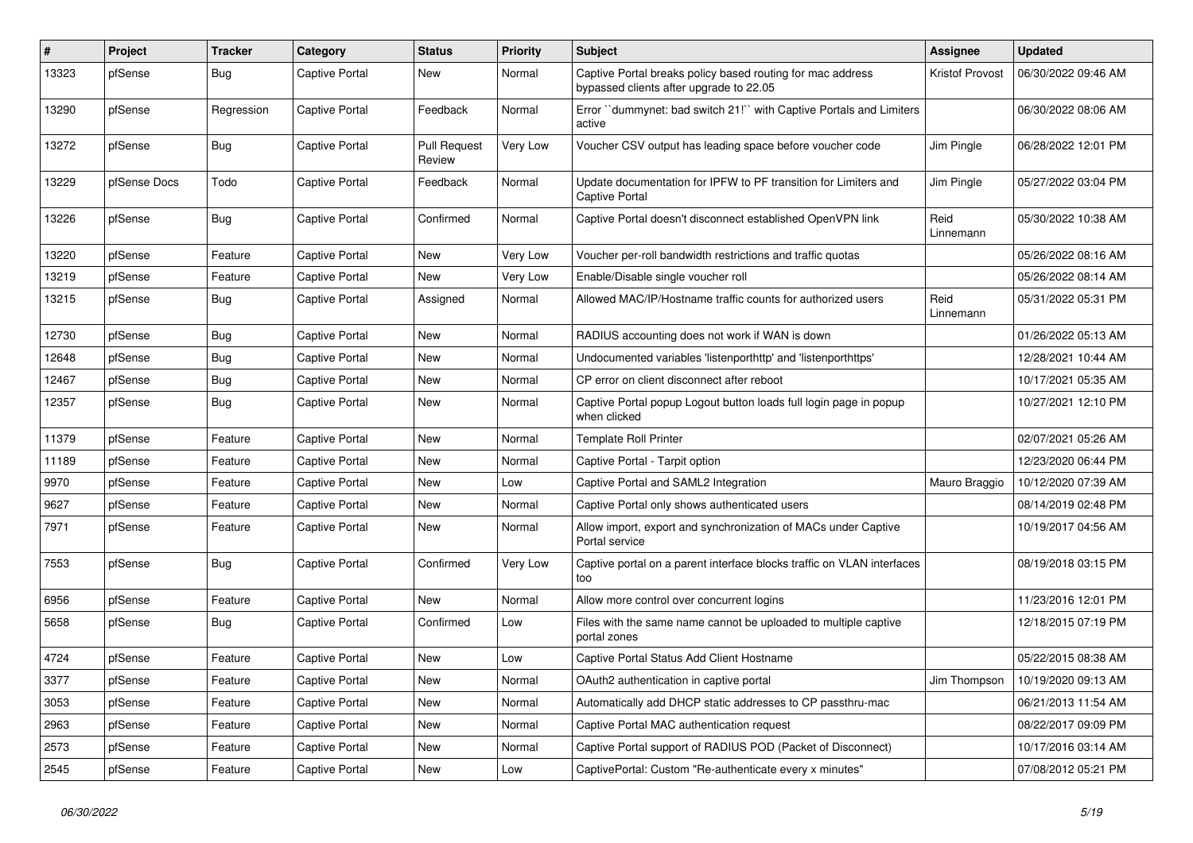| # | Project | Tracker | Category | Status | Priority | Subject | Assignee | Updated |
|---|---|---|---|---|---|---|---|---|
| 13323 | pfSense | Bug | Captive Portal | New | Normal | Captive Portal breaks policy based routing for mac address bypassed clients after upgrade to 22.05 | Kristof Provost | 06/30/2022 09:46 AM |
| 13290 | pfSense | Regression | Captive Portal | Feedback | Normal | Error ``dummynet: bad switch 21!`` with Captive Portals and Limiters active | | 06/30/2022 08:06 AM |
| 13272 | pfSense | Bug | Captive Portal | Pull Request Review | Very Low | Voucher CSV output has leading space before voucher code | Jim Pingle | 06/28/2022 12:01 PM |
| 13229 | pfSense Docs | Todo | Captive Portal | Feedback | Normal | Update documentation for IPFW to PF transition for Limiters and Captive Portal | Jim Pingle | 05/27/2022 03:04 PM |
| 13226 | pfSense | Bug | Captive Portal | Confirmed | Normal | Captive Portal doesn't disconnect established OpenVPN link | Reid Linnemann | 05/30/2022 10:38 AM |
| 13220 | pfSense | Feature | Captive Portal | New | Very Low | Voucher per-roll bandwidth restrictions and traffic quotas | | 05/26/2022 08:16 AM |
| 13219 | pfSense | Feature | Captive Portal | New | Very Low | Enable/Disable single voucher roll | | 05/26/2022 08:14 AM |
| 13215 | pfSense | Bug | Captive Portal | Assigned | Normal | Allowed MAC/IP/Hostname traffic counts for authorized users | Reid Linnemann | 05/31/2022 05:31 PM |
| 12730 | pfSense | Bug | Captive Portal | New | Normal | RADIUS accounting does not work if WAN is down | | 01/26/2022 05:13 AM |
| 12648 | pfSense | Bug | Captive Portal | New | Normal | Undocumented variables 'listenporthttp' and 'listenporthttps' | | 12/28/2021 10:44 AM |
| 12467 | pfSense | Bug | Captive Portal | New | Normal | CP error on client disconnect after reboot | | 10/17/2021 05:35 AM |
| 12357 | pfSense | Bug | Captive Portal | New | Normal | Captive Portal popup Logout button loads full login page in popup when clicked | | 10/27/2021 12:10 PM |
| 11379 | pfSense | Feature | Captive Portal | New | Normal | Template Roll Printer | | 02/07/2021 05:26 AM |
| 11189 | pfSense | Feature | Captive Portal | New | Normal | Captive Portal - Tarpit option | | 12/23/2020 06:44 PM |
| 9970 | pfSense | Feature | Captive Portal | New | Low | Captive Portal and SAML2 Integration | Mauro Braggio | 10/12/2020 07:39 AM |
| 9627 | pfSense | Feature | Captive Portal | New | Normal | Captive Portal only shows authenticated users | | 08/14/2019 02:48 PM |
| 7971 | pfSense | Feature | Captive Portal | New | Normal | Allow import, export and synchronization of MACs under Captive Portal service | | 10/19/2017 04:56 AM |
| 7553 | pfSense | Bug | Captive Portal | Confirmed | Very Low | Captive portal on a parent interface blocks traffic on VLAN interfaces too | | 08/19/2018 03:15 PM |
| 6956 | pfSense | Feature | Captive Portal | New | Normal | Allow more control over concurrent logins | | 11/23/2016 12:01 PM |
| 5658 | pfSense | Bug | Captive Portal | Confirmed | Low | Files with the same name cannot be uploaded to multiple captive portal zones | | 12/18/2015 07:19 PM |
| 4724 | pfSense | Feature | Captive Portal | New | Low | Captive Portal Status Add Client Hostname | | 05/22/2015 08:38 AM |
| 3377 | pfSense | Feature | Captive Portal | New | Normal | OAuth2 authentication in captive portal | Jim Thompson | 10/19/2020 09:13 AM |
| 3053 | pfSense | Feature | Captive Portal | New | Normal | Automatically add DHCP static addresses to CP passthru-mac | | 06/21/2013 11:54 AM |
| 2963 | pfSense | Feature | Captive Portal | New | Normal | Captive Portal MAC authentication request | | 08/22/2017 09:09 PM |
| 2573 | pfSense | Feature | Captive Portal | New | Normal | Captive Portal support of RADIUS POD (Packet of Disconnect) | | 10/17/2016 03:14 AM |
| 2545 | pfSense | Feature | Captive Portal | New | Low | CaptivePortal: Custom "Re-authenticate every x minutes" | | 07/08/2012 05:21 PM |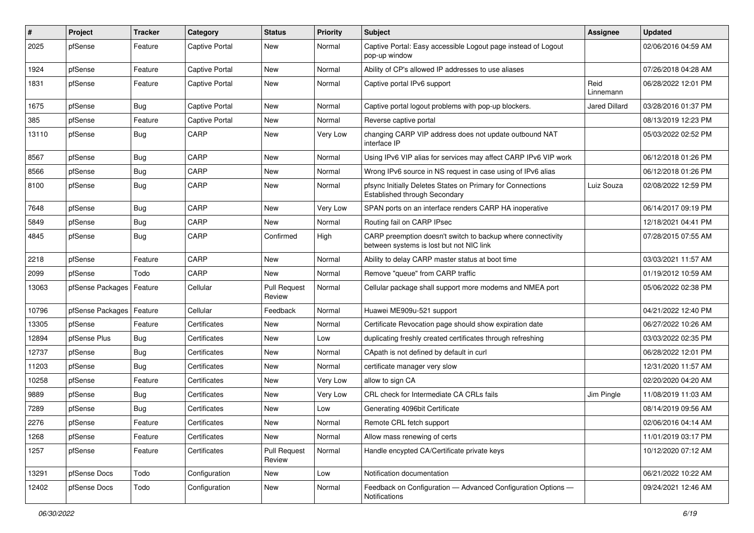| # | Project | Tracker | Category | Status | Priority | Subject | Assignee | Updated |
|---|---|---|---|---|---|---|---|---|
| 2025 | pfSense | Feature | Captive Portal | New | Normal | Captive Portal: Easy accessible Logout page instead of Logout pop-up window | | 02/06/2016 04:59 AM |
| 1924 | pfSense | Feature | Captive Portal | New | Normal | Ability of CP's allowed IP addresses to use aliases | | 07/26/2018 04:28 AM |
| 1831 | pfSense | Feature | Captive Portal | New | Normal | Captive portal IPv6 support | Reid Linnemann | 06/28/2022 12:01 PM |
| 1675 | pfSense | Bug | Captive Portal | New | Normal | Captive portal logout problems with pop-up blockers. | Jared Dillard | 03/28/2016 01:37 PM |
| 385 | pfSense | Feature | Captive Portal | New | Normal | Reverse captive portal | | 08/13/2019 12:23 PM |
| 13110 | pfSense | Bug | CARP | New | Very Low | changing CARP VIP address does not update outbound NAT interface IP | | 05/03/2022 02:52 PM |
| 8567 | pfSense | Bug | CARP | New | Normal | Using IPv6 VIP alias for services may affect CARP IPv6 VIP work | | 06/12/2018 01:26 PM |
| 8566 | pfSense | Bug | CARP | New | Normal | Wrong IPv6 source in NS request in case using of IPv6 alias | | 06/12/2018 01:26 PM |
| 8100 | pfSense | Bug | CARP | New | Normal | pfsync Initially Deletes States on Primary for Connections Established through Secondary | Luiz Souza | 02/08/2022 12:59 PM |
| 7648 | pfSense | Bug | CARP | New | Very Low | SPAN ports on an interface renders CARP HA inoperative | | 06/14/2017 09:19 PM |
| 5849 | pfSense | Bug | CARP | New | Normal | Routing fail on CARP IPsec | | 12/18/2021 04:41 PM |
| 4845 | pfSense | Bug | CARP | Confirmed | High | CARP preemption doesn't switch to backup where connectivity between systems is lost but not NIC link | | 07/28/2015 07:55 AM |
| 2218 | pfSense | Feature | CARP | New | Normal | Ability to delay CARP master status at boot time | | 03/03/2021 11:57 AM |
| 2099 | pfSense | Todo | CARP | New | Normal | Remove "queue" from CARP traffic | | 01/19/2012 10:59 AM |
| 13063 | pfSense Packages | Feature | Cellular | Pull Request Review | Normal | Cellular package shall support more modems and NMEA port | | 05/06/2022 02:38 PM |
| 10796 | pfSense Packages | Feature | Cellular | Feedback | Normal | Huawei ME909u-521 support | | 04/21/2022 12:40 PM |
| 13305 | pfSense | Feature | Certificates | New | Normal | Certificate Revocation page should show expiration date | | 06/27/2022 10:26 AM |
| 12894 | pfSense Plus | Bug | Certificates | New | Low | duplicating freshly created certificates through refreshing | | 03/03/2022 02:35 PM |
| 12737 | pfSense | Bug | Certificates | New | Normal | CApath is not defined by default in curl | | 06/28/2022 12:01 PM |
| 11203 | pfSense | Bug | Certificates | New | Normal | certificate manager very slow | | 12/31/2020 11:57 AM |
| 10258 | pfSense | Feature | Certificates | New | Very Low | allow to sign CA | | 02/20/2020 04:20 AM |
| 9889 | pfSense | Bug | Certificates | New | Very Low | CRL check for Intermediate CA CRLs fails | Jim Pingle | 11/08/2019 11:03 AM |
| 7289 | pfSense | Bug | Certificates | New | Low | Generating 4096bit Certificate | | 08/14/2019 09:56 AM |
| 2276 | pfSense | Feature | Certificates | New | Normal | Remote CRL fetch support | | 02/06/2016 04:14 AM |
| 1268 | pfSense | Feature | Certificates | New | Normal | Allow mass renewing of certs | | 11/01/2019 03:17 PM |
| 1257 | pfSense | Feature | Certificates | Pull Request Review | Normal | Handle encypted CA/Certificate private keys | | 10/12/2020 07:12 AM |
| 13291 | pfSense Docs | Todo | Configuration | New | Low | Notification documentation | | 06/21/2022 10:22 AM |
| 12402 | pfSense Docs | Todo | Configuration | New | Normal | Feedback on Configuration — Advanced Configuration Options — Notifications | | 09/24/2021 12:46 AM |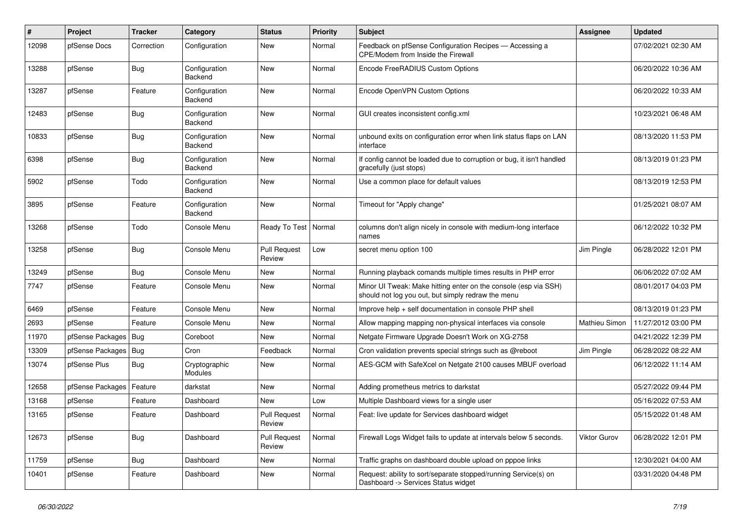| # | Project | Tracker | Category | Status | Priority | Subject | Assignee | Updated |
|---|---|---|---|---|---|---|---|---|
| 12098 | pfSense Docs | Correction | Configuration | New | Normal | Feedback on pfSense Configuration Recipes — Accessing a CPE/Modem from Inside the Firewall | | 07/02/2021 02:30 AM |
| 13288 | pfSense | Bug | Configuration Backend | New | Normal | Encode FreeRADIUS Custom Options | | 06/20/2022 10:36 AM |
| 13287 | pfSense | Feature | Configuration Backend | New | Normal | Encode OpenVPN Custom Options | | 06/20/2022 10:33 AM |
| 12483 | pfSense | Bug | Configuration Backend | New | Normal | GUI creates inconsistent config.xml | | 10/23/2021 06:48 AM |
| 10833 | pfSense | Bug | Configuration Backend | New | Normal | unbound exits on configuration error when link status flaps on LAN interface | | 08/13/2020 11:53 PM |
| 6398 | pfSense | Bug | Configuration Backend | New | Normal | If config cannot be loaded due to corruption or bug, it isn't handled gracefully (just stops) | | 08/13/2019 01:23 PM |
| 5902 | pfSense | Todo | Configuration Backend | New | Normal | Use a common place for default values | | 08/13/2019 12:53 PM |
| 3895 | pfSense | Feature | Configuration Backend | New | Normal | Timeout for "Apply change" | | 01/25/2021 08:07 AM |
| 13268 | pfSense | Todo | Console Menu | Ready To Test | Normal | columns don't align nicely in console with medium-long interface names | | 06/12/2022 10:32 PM |
| 13258 | pfSense | Bug | Console Menu | Pull Request Review | Low | secret menu option 100 | Jim Pingle | 06/28/2022 12:01 PM |
| 13249 | pfSense | Bug | Console Menu | New | Normal | Running playback comands multiple times results in PHP error | | 06/06/2022 07:02 AM |
| 7747 | pfSense | Feature | Console Menu | New | Normal | Minor UI Tweak: Make hitting enter on the console (esp via SSH) should not log you out, but simply redraw the menu | | 08/01/2017 04:03 PM |
| 6469 | pfSense | Feature | Console Menu | New | Normal | Improve help + self documentation in console PHP shell | | 08/13/2019 01:23 PM |
| 2693 | pfSense | Feature | Console Menu | New | Normal | Allow mapping mapping non-physical interfaces via console | Mathieu Simon | 11/27/2012 03:00 PM |
| 11970 | pfSense Packages | Bug | Coreboot | New | Normal | Netgate Firmware Upgrade Doesn't Work on XG-2758 | | 04/21/2022 12:39 PM |
| 13309 | pfSense Packages | Bug | Cron | Feedback | Normal | Cron validation prevents special strings such as @reboot | Jim Pingle | 06/28/2022 08:22 AM |
| 13074 | pfSense Plus | Bug | Cryptographic Modules | New | Normal | AES-GCM with SafeXcel on Netgate 2100 causes MBUF overload | | 06/12/2022 11:14 AM |
| 12658 | pfSense Packages | Feature | darkstat | New | Normal | Adding prometheus metrics to darkstat | | 05/27/2022 09:44 PM |
| 13168 | pfSense | Feature | Dashboard | New | Low | Multiple Dashboard views for a single user | | 05/16/2022 07:53 AM |
| 13165 | pfSense | Feature | Dashboard | Pull Request Review | Normal | Feat: live update for Services dashboard widget | | 05/15/2022 01:48 AM |
| 12673 | pfSense | Bug | Dashboard | Pull Request Review | Normal | Firewall Logs Widget fails to update at intervals below 5 seconds. | Viktor Gurov | 06/28/2022 12:01 PM |
| 11759 | pfSense | Bug | Dashboard | New | Normal | Traffic graphs on dashboard double upload on pppoe links | | 12/30/2021 04:00 AM |
| 10401 | pfSense | Feature | Dashboard | New | Normal | Request: ability to sort/separate stopped/running Service(s) on Dashboard -> Services Status widget | | 03/31/2020 04:48 PM |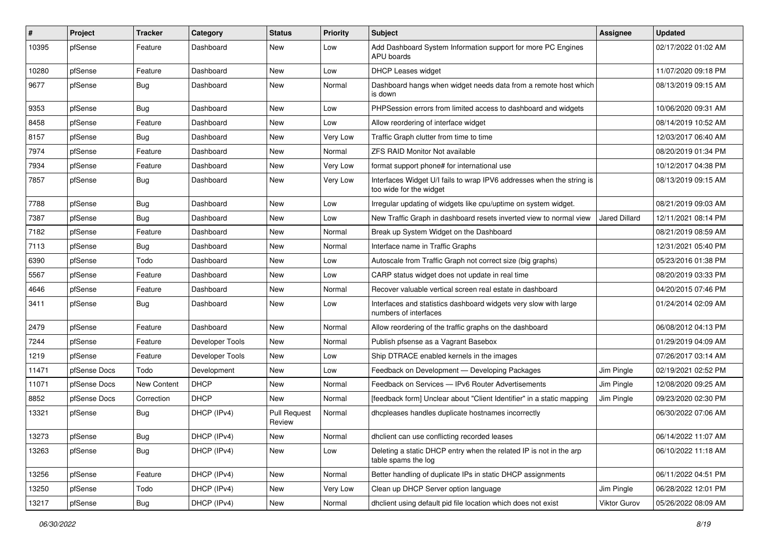| # | Project | Tracker | Category | Status | Priority | Subject | Assignee | Updated |
|---|---|---|---|---|---|---|---|---|
| 10395 | pfSense | Feature | Dashboard | New | Low | Add Dashboard System Information support for more PC Engines APU boards | | 02/17/2022 01:02 AM |
| 10280 | pfSense | Feature | Dashboard | New | Low | DHCP Leases widget | | 11/07/2020 09:18 PM |
| 9677 | pfSense | Bug | Dashboard | New | Normal | Dashboard hangs when widget needs data from a remote host which is down | | 08/13/2019 09:15 AM |
| 9353 | pfSense | Bug | Dashboard | New | Low | PHPSession errors from limited access to dashboard and widgets | | 10/06/2020 09:31 AM |
| 8458 | pfSense | Feature | Dashboard | New | Low | Allow reordering of interface widget | | 08/14/2019 10:52 AM |
| 8157 | pfSense | Bug | Dashboard | New | Very Low | Traffic Graph clutter from time to time | | 12/03/2017 06:40 AM |
| 7974 | pfSense | Feature | Dashboard | New | Normal | ZFS RAID Monitor Not available | | 08/20/2019 01:34 PM |
| 7934 | pfSense | Feature | Dashboard | New | Very Low | format support phone# for international use | | 10/12/2017 04:38 PM |
| 7857 | pfSense | Bug | Dashboard | New | Very Low | Interfaces Widget U/I fails to wrap IPV6 addresses when the string is too wide for the widget | | 08/13/2019 09:15 AM |
| 7788 | pfSense | Bug | Dashboard | New | Low | Irregular updating of widgets like cpu/uptime on system widget. | | 08/21/2019 09:03 AM |
| 7387 | pfSense | Bug | Dashboard | New | Low | New Traffic Graph in dashboard resets inverted view to normal view | Jared Dillard | 12/11/2021 08:14 PM |
| 7182 | pfSense | Feature | Dashboard | New | Normal | Break up System Widget on the Dashboard | | 08/21/2019 08:59 AM |
| 7113 | pfSense | Bug | Dashboard | New | Normal | Interface name in Traffic Graphs | | 12/31/2021 05:40 PM |
| 6390 | pfSense | Todo | Dashboard | New | Low | Autoscale from Traffic Graph not correct size (big graphs) | | 05/23/2016 01:38 PM |
| 5567 | pfSense | Feature | Dashboard | New | Low | CARP status widget does not update in real time | | 08/20/2019 03:33 PM |
| 4646 | pfSense | Feature | Dashboard | New | Normal | Recover valuable vertical screen real estate in dashboard | | 04/20/2015 07:46 PM |
| 3411 | pfSense | Bug | Dashboard | New | Low | Interfaces and statistics dashboard widgets very slow with large numbers of interfaces | | 01/24/2014 02:09 AM |
| 2479 | pfSense | Feature | Dashboard | New | Normal | Allow reordering of the traffic graphs on the dashboard | | 06/08/2012 04:13 PM |
| 7244 | pfSense | Feature | Developer Tools | New | Normal | Publish pfsense as a Vagrant Basebox | | 01/29/2019 04:09 AM |
| 1219 | pfSense | Feature | Developer Tools | New | Low | Ship DTRACE enabled kernels in the images | | 07/26/2017 03:14 AM |
| 11471 | pfSense Docs | Todo | Development | New | Low | Feedback on Development — Developing Packages | Jim Pingle | 02/19/2021 02:52 PM |
| 11071 | pfSense Docs | New Content | DHCP | New | Normal | Feedback on Services — IPv6 Router Advertisements | Jim Pingle | 12/08/2020 09:25 AM |
| 8852 | pfSense Docs | Correction | DHCP | New | Normal | [feedback form] Unclear about "Client Identifier" in a static mapping | Jim Pingle | 09/23/2020 02:30 PM |
| 13321 | pfSense | Bug | DHCP (IPv4) | Pull Request Review | Normal | dhcpleases handles duplicate hostnames incorrectly | | 06/30/2022 07:06 AM |
| 13273 | pfSense | Bug | DHCP (IPv4) | New | Normal | dhclient can use conflicting recorded leases | | 06/14/2022 11:07 AM |
| 13263 | pfSense | Bug | DHCP (IPv4) | New | Low | Deleting a static DHCP entry when the related IP is not in the arp table spams the log | | 06/10/2022 11:18 AM |
| 13256 | pfSense | Feature | DHCP (IPv4) | New | Normal | Better handling of duplicate IPs in static DHCP assignments | | 06/11/2022 04:51 PM |
| 13250 | pfSense | Todo | DHCP (IPv4) | New | Very Low | Clean up DHCP Server option language | Jim Pingle | 06/28/2022 12:01 PM |
| 13217 | pfSense | Bug | DHCP (IPv4) | New | Normal | dhclient using default pid file location which does not exist | Viktor Gurov | 05/26/2022 08:09 AM |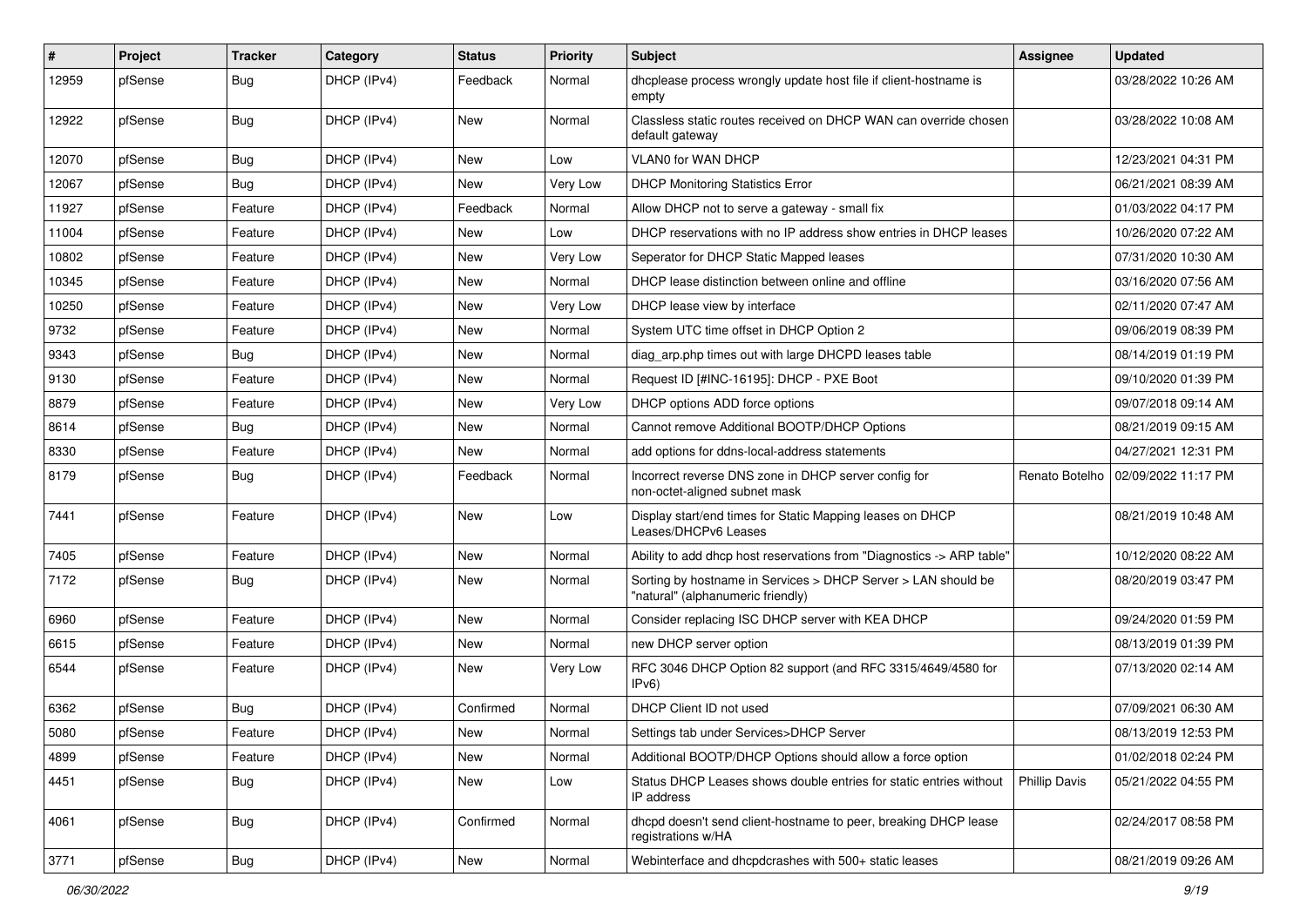| # | Project | Tracker | Category | Status | Priority | Subject | Assignee | Updated |
|---|---|---|---|---|---|---|---|---|
| 12959 | pfSense | Bug | DHCP (IPv4) | Feedback | Normal | dhcplease process wrongly update host file if client-hostname is empty | | 03/28/2022 10:26 AM |
| 12922 | pfSense | Bug | DHCP (IPv4) | New | Normal | Classless static routes received on DHCP WAN can override chosen default gateway | | 03/28/2022 10:08 AM |
| 12070 | pfSense | Bug | DHCP (IPv4) | New | Low | VLAN0 for WAN DHCP | | 12/23/2021 04:31 PM |
| 12067 | pfSense | Bug | DHCP (IPv4) | New | Very Low | DHCP Monitoring Statistics Error | | 06/21/2021 08:39 AM |
| 11927 | pfSense | Feature | DHCP (IPv4) | Feedback | Normal | Allow DHCP not to serve a gateway - small fix | | 01/03/2022 04:17 PM |
| 11004 | pfSense | Feature | DHCP (IPv4) | New | Low | DHCP reservations with no IP address show entries in DHCP leases | | 10/26/2020 07:22 AM |
| 10802 | pfSense | Feature | DHCP (IPv4) | New | Very Low | Seperator for DHCP Static Mapped leases | | 07/31/2020 10:30 AM |
| 10345 | pfSense | Feature | DHCP (IPv4) | New | Normal | DHCP lease distinction between online and offline | | 03/16/2020 07:56 AM |
| 10250 | pfSense | Feature | DHCP (IPv4) | New | Very Low | DHCP lease view by interface | | 02/11/2020 07:47 AM |
| 9732 | pfSense | Feature | DHCP (IPv4) | New | Normal | System UTC time offset in DHCP Option 2 | | 09/06/2019 08:39 PM |
| 9343 | pfSense | Bug | DHCP (IPv4) | New | Normal | diag_arp.php times out with large DHCPD leases table | | 08/14/2019 01:19 PM |
| 9130 | pfSense | Feature | DHCP (IPv4) | New | Normal | Request ID [#INC-16195]: DHCP - PXE Boot | | 09/10/2020 01:39 PM |
| 8879 | pfSense | Feature | DHCP (IPv4) | New | Very Low | DHCP options ADD force options | | 09/07/2018 09:14 AM |
| 8614 | pfSense | Bug | DHCP (IPv4) | New | Normal | Cannot remove Additional BOOTP/DHCP Options | | 08/21/2019 09:15 AM |
| 8330 | pfSense | Feature | DHCP (IPv4) | New | Normal | add options for ddns-local-address statements | | 04/27/2021 12:31 PM |
| 8179 | pfSense | Bug | DHCP (IPv4) | Feedback | Normal | Incorrect reverse DNS zone in DHCP server config for non-octet-aligned subnet mask | Renato Botelho | 02/09/2022 11:17 PM |
| 7441 | pfSense | Feature | DHCP (IPv4) | New | Low | Display start/end times for Static Mapping leases on DHCP Leases/DHCPv6 Leases | | 08/21/2019 10:48 AM |
| 7405 | pfSense | Feature | DHCP (IPv4) | New | Normal | Ability to add dhcp host reservations from "Diagnostics -> ARP table" | | 10/12/2020 08:22 AM |
| 7172 | pfSense | Bug | DHCP (IPv4) | New | Normal | Sorting by hostname in Services > DHCP Server > LAN should be "natural" (alphanumeric friendly) | | 08/20/2019 03:47 PM |
| 6960 | pfSense | Feature | DHCP (IPv4) | New | Normal | Consider replacing ISC DHCP server with KEA DHCP | | 09/24/2020 01:59 PM |
| 6615 | pfSense | Feature | DHCP (IPv4) | New | Normal | new DHCP server option | | 08/13/2019 01:39 PM |
| 6544 | pfSense | Feature | DHCP (IPv4) | New | Very Low | RFC 3046 DHCP Option 82 support (and RFC 3315/4649/4580 for IPv6) | | 07/13/2020 02:14 AM |
| 6362 | pfSense | Bug | DHCP (IPv4) | Confirmed | Normal | DHCP Client ID not used | | 07/09/2021 06:30 AM |
| 5080 | pfSense | Feature | DHCP (IPv4) | New | Normal | Settings tab under Services>DHCP Server | | 08/13/2019 12:53 PM |
| 4899 | pfSense | Feature | DHCP (IPv4) | New | Normal | Additional BOOTP/DHCP Options should allow a force option | | 01/02/2018 02:24 PM |
| 4451 | pfSense | Bug | DHCP (IPv4) | New | Low | Status DHCP Leases shows double entries for static entries without IP address | Phillip Davis | 05/21/2022 04:55 PM |
| 4061 | pfSense | Bug | DHCP (IPv4) | Confirmed | Normal | dhcpd doesn't send client-hostname to peer, breaking DHCP lease registrations w/HA | | 02/24/2017 08:58 PM |
| 3771 | pfSense | Bug | DHCP (IPv4) | New | Normal | Webinterface and dhcpdcrashes with 500+ static leases | | 08/21/2019 09:26 AM |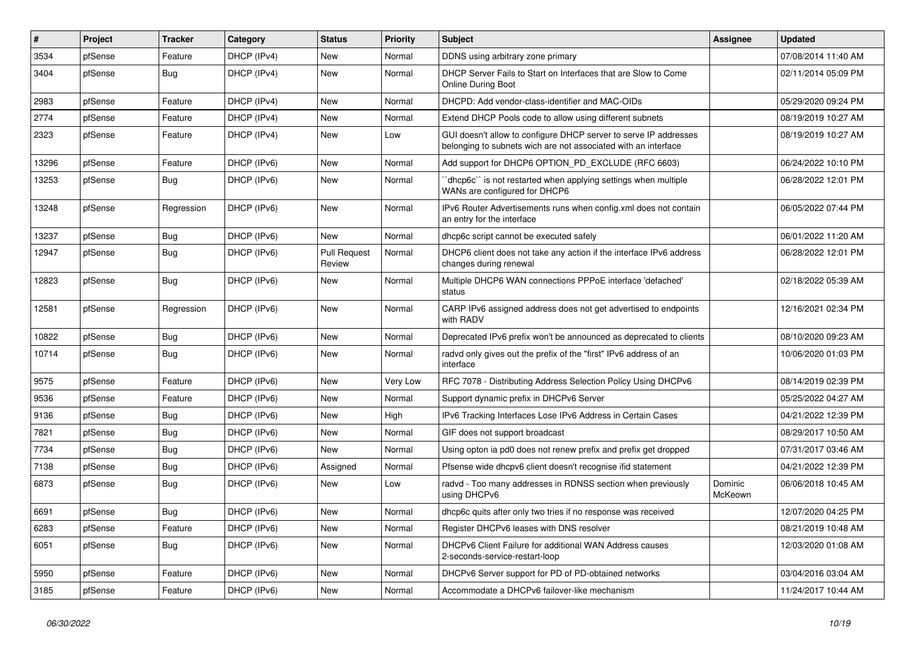| # | Project | Tracker | Category | Status | Priority | Subject | Assignee | Updated |
|---|---|---|---|---|---|---|---|---|
| 3534 | pfSense | Feature | DHCP (IPv4) | New | Normal | DDNS using arbitrary zone primary | | 07/08/2014 11:40 AM |
| 3404 | pfSense | Bug | DHCP (IPv4) | New | Normal | DHCP Server Fails to Start on Interfaces that are Slow to Come Online During Boot | | 02/11/2014 05:09 PM |
| 2983 | pfSense | Feature | DHCP (IPv4) | New | Normal | DHCPD: Add vendor-class-identifier and MAC-OIDs | | 05/29/2020 09:24 PM |
| 2774 | pfSense | Feature | DHCP (IPv4) | New | Normal | Extend DHCP Pools code to allow using different subnets | | 08/19/2019 10:27 AM |
| 2323 | pfSense | Feature | DHCP (IPv4) | New | Low | GUI doesn't allow to configure DHCP server to serve IP addresses belonging to subnets wich are not associated with an interface | | 08/19/2019 10:27 AM |
| 13296 | pfSense | Feature | DHCP (IPv6) | New | Normal | Add support for DHCP6 OPTION_PD_EXCLUDE (RFC 6603) | | 06/24/2022 10:10 PM |
| 13253 | pfSense | Bug | DHCP (IPv6) | New | Normal | ``dhcp6c`` is not restarted when applying settings when multiple WANs are configured for DHCP6 | | 06/28/2022 12:01 PM |
| 13248 | pfSense | Regression | DHCP (IPv6) | New | Normal | IPv6 Router Advertisements runs when config.xml does not contain an entry for the interface | | 06/05/2022 07:44 PM |
| 13237 | pfSense | Bug | DHCP (IPv6) | New | Normal | dhcp6c script cannot be executed safely | | 06/01/2022 11:20 AM |
| 12947 | pfSense | Bug | DHCP (IPv6) | Pull Request Review | Normal | DHCP6 client does not take any action if the interface IPv6 address changes during renewal | | 06/28/2022 12:01 PM |
| 12823 | pfSense | Bug | DHCP (IPv6) | New | Normal | Multiple DHCP6 WAN connections PPPoE interface 'defached' status | | 02/18/2022 05:39 AM |
| 12581 | pfSense | Regression | DHCP (IPv6) | New | Normal | CARP IPv6 assigned address does not get advertised to endpoints with RADV | | 12/16/2021 02:34 PM |
| 10822 | pfSense | Bug | DHCP (IPv6) | New | Normal | Deprecated IPv6 prefix won't be announced as deprecated to clients | | 08/10/2020 09:23 AM |
| 10714 | pfSense | Bug | DHCP (IPv6) | New | Normal | radvd only gives out the prefix of the "first" IPv6 address of an interface | | 10/06/2020 01:03 PM |
| 9575 | pfSense | Feature | DHCP (IPv6) | New | Very Low | RFC 7078 - Distributing Address Selection Policy Using DHCPv6 | | 08/14/2019 02:39 PM |
| 9536 | pfSense | Feature | DHCP (IPv6) | New | Normal | Support dynamic prefix in DHCPv6 Server | | 05/25/2022 04:27 AM |
| 9136 | pfSense | Bug | DHCP (IPv6) | New | High | IPv6 Tracking Interfaces Lose IPv6 Address in Certain Cases | | 04/21/2022 12:39 PM |
| 7821 | pfSense | Bug | DHCP (IPv6) | New | Normal | GIF does not support broadcast | | 08/29/2017 10:50 AM |
| 7734 | pfSense | Bug | DHCP (IPv6) | New | Normal | Using opton ia pd0 does not renew prefix and prefix get dropped | | 07/31/2017 03:46 AM |
| 7138 | pfSense | Bug | DHCP (IPv6) | Assigned | Normal | Pfsense wide dhcpv6 client doesn't recognise ifid statement | | 04/21/2022 12:39 PM |
| 6873 | pfSense | Bug | DHCP (IPv6) | New | Low | radvd - Too many addresses in RDNSS section when previously using DHCPv6 | Dominic McKeown | 06/06/2018 10:45 AM |
| 6691 | pfSense | Bug | DHCP (IPv6) | New | Normal | dhcp6c quits after only two tries if no response was received | | 12/07/2020 04:25 PM |
| 6283 | pfSense | Feature | DHCP (IPv6) | New | Normal | Register DHCPv6 leases with DNS resolver | | 08/21/2019 10:48 AM |
| 6051 | pfSense | Bug | DHCP (IPv6) | New | Normal | DHCPv6 Client Failure for additional WAN Address causes 2-seconds-service-restart-loop | | 12/03/2020 01:08 AM |
| 5950 | pfSense | Feature | DHCP (IPv6) | New | Normal | DHCPv6 Server support for PD of PD-obtained networks | | 03/04/2016 03:04 AM |
| 3185 | pfSense | Feature | DHCP (IPv6) | New | Normal | Accommodate a DHCPv6 failover-like mechanism | | 11/24/2017 10:44 AM |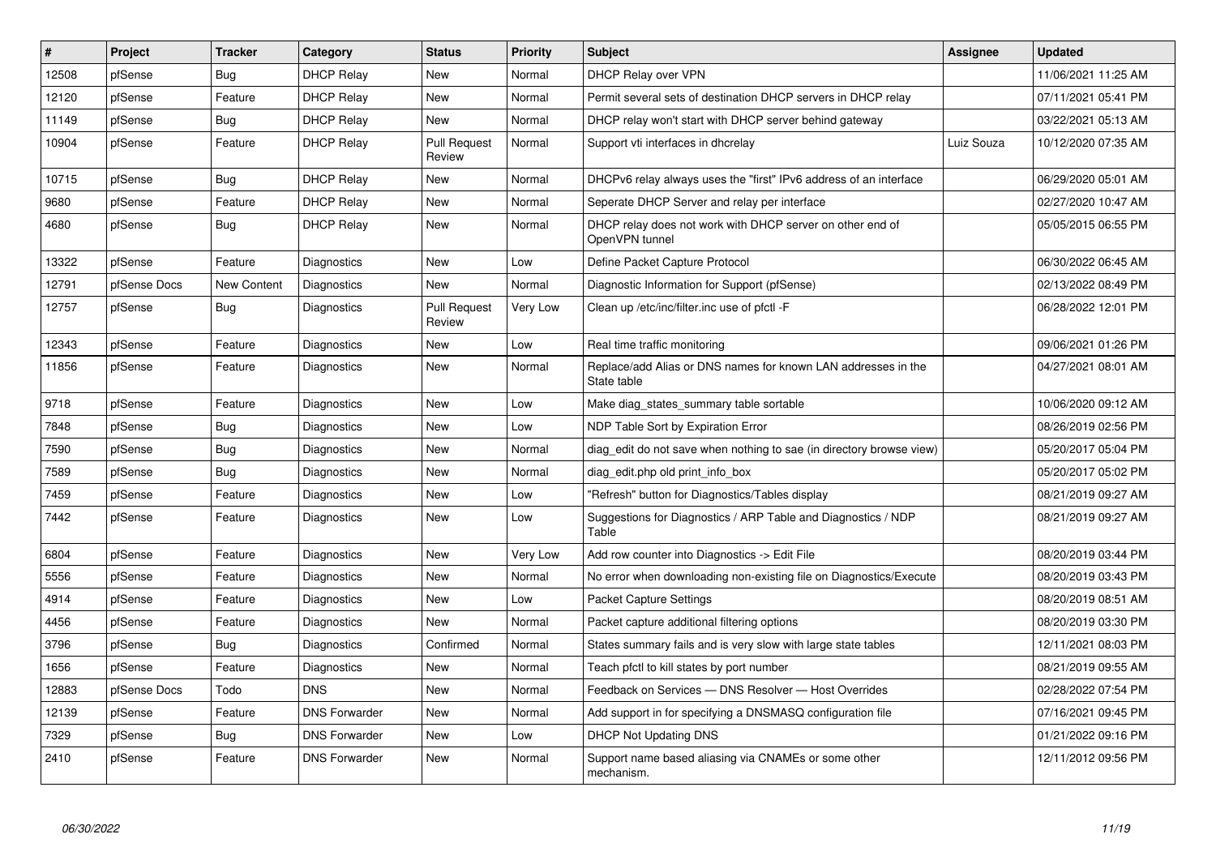| # | Project | Tracker | Category | Status | Priority | Subject | Assignee | Updated |
|---|---|---|---|---|---|---|---|---|
| 12508 | pfSense | Bug | DHCP Relay | New | Normal | DHCP Relay over VPN | | 11/06/2021 11:25 AM |
| 12120 | pfSense | Feature | DHCP Relay | New | Normal | Permit several sets of destination DHCP servers in DHCP relay | | 07/11/2021 05:41 PM |
| 11149 | pfSense | Bug | DHCP Relay | New | Normal | DHCP relay won't start with DHCP server behind gateway | | 03/22/2021 05:13 AM |
| 10904 | pfSense | Feature | DHCP Relay | Pull Request Review | Normal | Support vti interfaces in dhcrelay | Luiz Souza | 10/12/2020 07:35 AM |
| 10715 | pfSense | Bug | DHCP Relay | New | Normal | DHCPv6 relay always uses the "first" IPv6 address of an interface | | 06/29/2020 05:01 AM |
| 9680 | pfSense | Feature | DHCP Relay | New | Normal | Seperate DHCP Server and relay per interface | | 02/27/2020 10:47 AM |
| 4680 | pfSense | Bug | DHCP Relay | New | Normal | DHCP relay does not work with DHCP server on other end of OpenVPN tunnel | | 05/05/2015 06:55 PM |
| 13322 | pfSense | Feature | Diagnostics | New | Low | Define Packet Capture Protocol | | 06/30/2022 06:45 AM |
| 12791 | pfSense Docs | New Content | Diagnostics | New | Normal | Diagnostic Information for Support (pfSense) | | 02/13/2022 08:49 PM |
| 12757 | pfSense | Bug | Diagnostics | Pull Request Review | Very Low | Clean up /etc/inc/filter.inc use of pfctl -F | | 06/28/2022 12:01 PM |
| 12343 | pfSense | Feature | Diagnostics | New | Low | Real time traffic monitoring | | 09/06/2021 01:26 PM |
| 11856 | pfSense | Feature | Diagnostics | New | Normal | Replace/add Alias or DNS names for known LAN addresses in the State table | | 04/27/2021 08:01 AM |
| 9718 | pfSense | Feature | Diagnostics | New | Low | Make diag_states_summary table sortable | | 10/06/2020 09:12 AM |
| 7848 | pfSense | Bug | Diagnostics | New | Low | NDP Table Sort by Expiration Error | | 08/26/2019 02:56 PM |
| 7590 | pfSense | Bug | Diagnostics | New | Normal | diag_edit do not save when nothing to sae (in directory browse view) | | 05/20/2017 05:04 PM |
| 7589 | pfSense | Bug | Diagnostics | New | Normal | diag_edit.php old print_info_box | | 05/20/2017 05:02 PM |
| 7459 | pfSense | Feature | Diagnostics | New | Low | "Refresh" button for Diagnostics/Tables display | | 08/21/2019 09:27 AM |
| 7442 | pfSense | Feature | Diagnostics | New | Low | Suggestions for Diagnostics / ARP Table and Diagnostics / NDP Table | | 08/21/2019 09:27 AM |
| 6804 | pfSense | Feature | Diagnostics | New | Very Low | Add row counter into Diagnostics -> Edit File | | 08/20/2019 03:44 PM |
| 5556 | pfSense | Feature | Diagnostics | New | Normal | No error when downloading non-existing file on Diagnostics/Execute | | 08/20/2019 03:43 PM |
| 4914 | pfSense | Feature | Diagnostics | New | Low | Packet Capture Settings | | 08/20/2019 08:51 AM |
| 4456 | pfSense | Feature | Diagnostics | New | Normal | Packet capture additional filtering options | | 08/20/2019 03:30 PM |
| 3796 | pfSense | Bug | Diagnostics | Confirmed | Normal | States summary fails and is very slow with large state tables | | 12/11/2021 08:03 PM |
| 1656 | pfSense | Feature | Diagnostics | New | Normal | Teach pfctl to kill states by port number | | 08/21/2019 09:55 AM |
| 12883 | pfSense Docs | Todo | DNS | New | Normal | Feedback on Services — DNS Resolver — Host Overrides | | 02/28/2022 07:54 PM |
| 12139 | pfSense | Feature | DNS Forwarder | New | Normal | Add support in for specifying a DNSMASQ configuration file | | 07/16/2021 09:45 PM |
| 7329 | pfSense | Bug | DNS Forwarder | New | Low | DHCP Not Updating DNS | | 01/21/2022 09:16 PM |
| 2410 | pfSense | Feature | DNS Forwarder | New | Normal | Support name based aliasing via CNAMEs or some other mechanism. | | 12/11/2012 09:56 PM |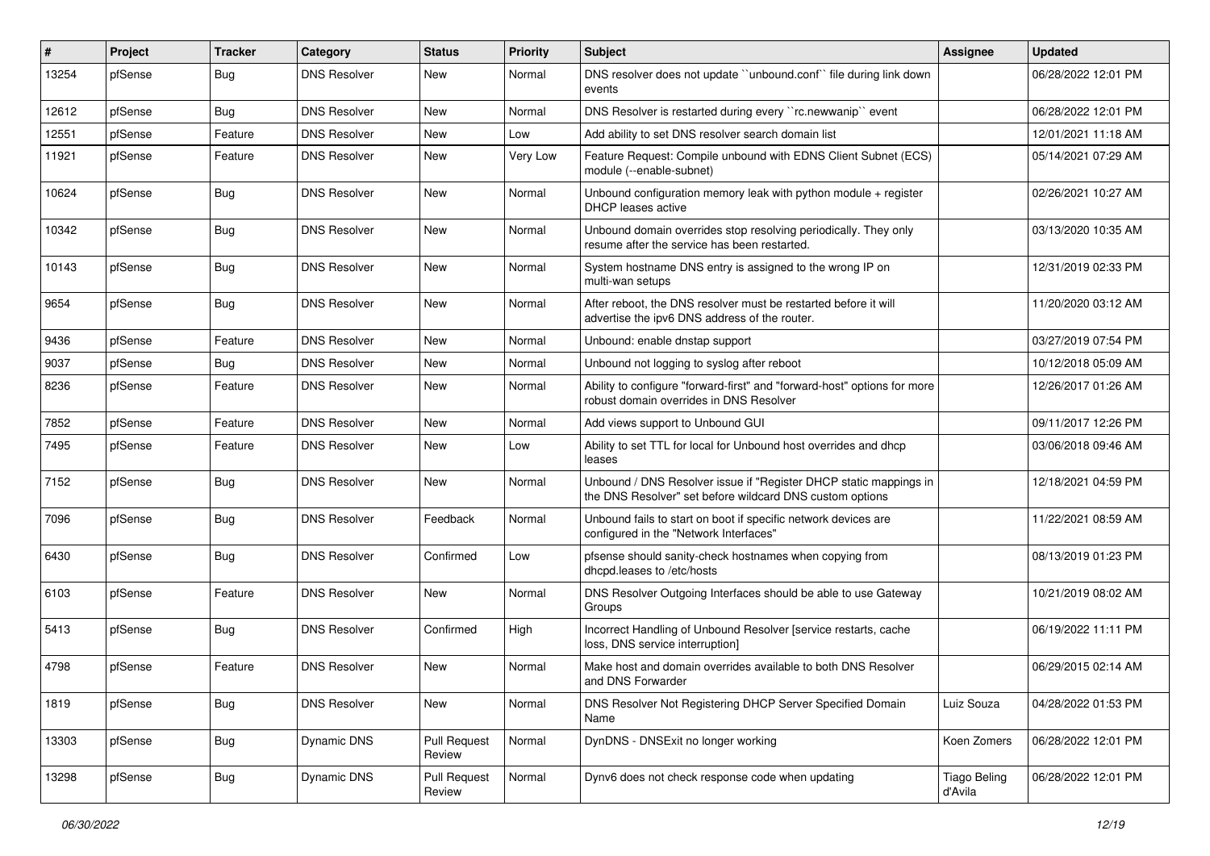| # | Project | Tracker | Category | Status | Priority | Subject | Assignee | Updated |
|---|---|---|---|---|---|---|---|---|
| 13254 | pfSense | Bug | DNS Resolver | New | Normal | DNS resolver does not update ``unbound.conf`` file during link down events | | 06/28/2022 12:01 PM |
| 12612 | pfSense | Bug | DNS Resolver | New | Normal | DNS Resolver is restarted during every ``rc.newwanip`` event | | 06/28/2022 12:01 PM |
| 12551 | pfSense | Feature | DNS Resolver | New | Low | Add ability to set DNS resolver search domain list | | 12/01/2021 11:18 AM |
| 11921 | pfSense | Feature | DNS Resolver | New | Very Low | Feature Request: Compile unbound with EDNS Client Subnet (ECS) module (--enable-subnet) | | 05/14/2021 07:29 AM |
| 10624 | pfSense | Bug | DNS Resolver | New | Normal | Unbound configuration memory leak with python module + register DHCP leases active | | 02/26/2021 10:27 AM |
| 10342 | pfSense | Bug | DNS Resolver | New | Normal | Unbound domain overrides stop resolving periodically. They only resume after the service has been restarted. | | 03/13/2020 10:35 AM |
| 10143 | pfSense | Bug | DNS Resolver | New | Normal | System hostname DNS entry is assigned to the wrong IP on multi-wan setups | | 12/31/2019 02:33 PM |
| 9654 | pfSense | Bug | DNS Resolver | New | Normal | After reboot, the DNS resolver must be restarted before it will advertise the ipv6 DNS address of the router. | | 11/20/2020 03:12 AM |
| 9436 | pfSense | Feature | DNS Resolver | New | Normal | Unbound: enable dnstap support | | 03/27/2019 07:54 PM |
| 9037 | pfSense | Bug | DNS Resolver | New | Normal | Unbound not logging to syslog after reboot | | 10/12/2018 05:09 AM |
| 8236 | pfSense | Feature | DNS Resolver | New | Normal | Ability to configure "forward-first" and "forward-host" options for more robust domain overrides in DNS Resolver | | 12/26/2017 01:26 AM |
| 7852 | pfSense | Feature | DNS Resolver | New | Normal | Add views support to Unbound GUI | | 09/11/2017 12:26 PM |
| 7495 | pfSense | Feature | DNS Resolver | New | Low | Ability to set TTL for local for Unbound host overrides and dhcp leases | | 03/06/2018 09:46 AM |
| 7152 | pfSense | Bug | DNS Resolver | New | Normal | Unbound / DNS Resolver issue if "Register DHCP static mappings in the DNS Resolver" set before wildcard DNS custom options | | 12/18/2021 04:59 PM |
| 7096 | pfSense | Bug | DNS Resolver | Feedback | Normal | Unbound fails to start on boot if specific network devices are configured in the "Network Interfaces" | | 11/22/2021 08:59 AM |
| 6430 | pfSense | Bug | DNS Resolver | Confirmed | Low | pfsense should sanity-check hostnames when copying from dhcpd.leases to /etc/hosts | | 08/13/2019 01:23 PM |
| 6103 | pfSense | Feature | DNS Resolver | New | Normal | DNS Resolver Outgoing Interfaces should be able to use Gateway Groups | | 10/21/2019 08:02 AM |
| 5413 | pfSense | Bug | DNS Resolver | Confirmed | High | Incorrect Handling of Unbound Resolver [service restarts, cache loss, DNS service interruption] | | 06/19/2022 11:11 PM |
| 4798 | pfSense | Feature | DNS Resolver | New | Normal | Make host and domain overrides available to both DNS Resolver and DNS Forwarder | | 06/29/2015 02:14 AM |
| 1819 | pfSense | Bug | DNS Resolver | New | Normal | DNS Resolver Not Registering DHCP Server Specified Domain Name | Luiz Souza | 04/28/2022 01:53 PM |
| 13303 | pfSense | Bug | Dynamic DNS | Pull Request Review | Normal | DynDNS - DNSExit no longer working | Koen Zomers | 06/28/2022 12:01 PM |
| 13298 | pfSense | Bug | Dynamic DNS | Pull Request Review | Normal | Dynv6 does not check response code when updating | Tiago Beling d'Avila | 06/28/2022 12:01 PM |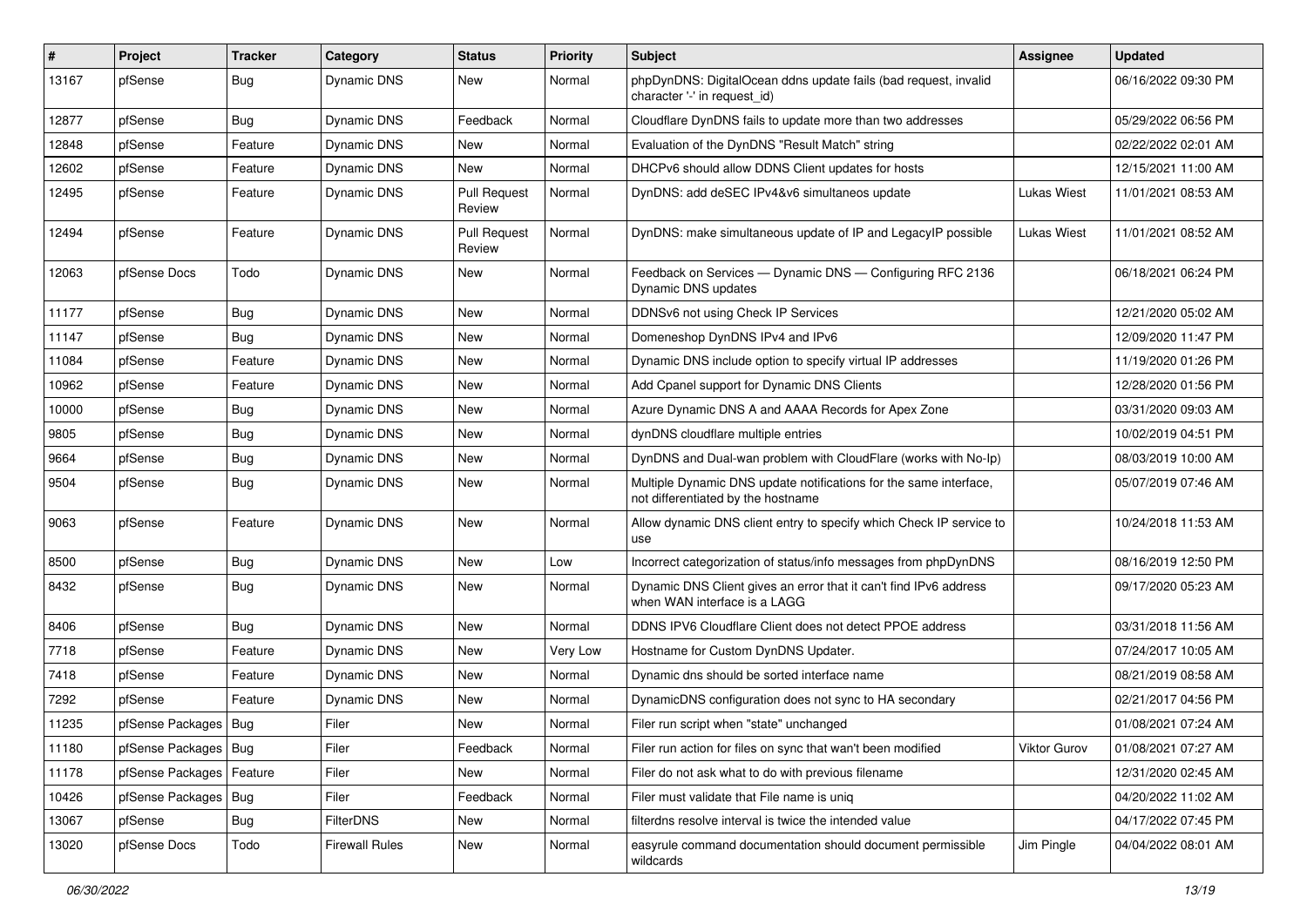| # | Project | Tracker | Category | Status | Priority | Subject | Assignee | Updated |
|---|---|---|---|---|---|---|---|---|
| 13167 | pfSense | Bug | Dynamic DNS | New | Normal | phpDynDNS: DigitalOcean ddns update fails (bad request, invalid character '-' in request_id) | | 06/16/2022 09:30 PM |
| 12877 | pfSense | Bug | Dynamic DNS | Feedback | Normal | Cloudflare DynDNS fails to update more than two addresses | | 05/29/2022 06:56 PM |
| 12848 | pfSense | Feature | Dynamic DNS | New | Normal | Evaluation of the DynDNS "Result Match" string | | 02/22/2022 02:01 AM |
| 12602 | pfSense | Feature | Dynamic DNS | New | Normal | DHCPv6 should allow DDNS Client updates for hosts | | 12/15/2021 11:00 AM |
| 12495 | pfSense | Feature | Dynamic DNS | Pull Request Review | Normal | DynDNS: add deSEC IPv4&v6 simultaneos update | Lukas Wiest | 11/01/2021 08:53 AM |
| 12494 | pfSense | Feature | Dynamic DNS | Pull Request Review | Normal | DynDNS: make simultaneous update of IP and LegacyIP possible | Lukas Wiest | 11/01/2021 08:52 AM |
| 12063 | pfSense Docs | Todo | Dynamic DNS | New | Normal | Feedback on Services — Dynamic DNS — Configuring RFC 2136 Dynamic DNS updates | | 06/18/2021 06:24 PM |
| 11177 | pfSense | Bug | Dynamic DNS | New | Normal | DDNSv6 not using Check IP Services | | 12/21/2020 05:02 AM |
| 11147 | pfSense | Bug | Dynamic DNS | New | Normal | Domeneshop DynDNS IPv4 and IPv6 | | 12/09/2020 11:47 PM |
| 11084 | pfSense | Feature | Dynamic DNS | New | Normal | Dynamic DNS include option to specify virtual IP addresses | | 11/19/2020 01:26 PM |
| 10962 | pfSense | Feature | Dynamic DNS | New | Normal | Add Cpanel support for Dynamic DNS Clients | | 12/28/2020 01:56 PM |
| 10000 | pfSense | Bug | Dynamic DNS | New | Normal | Azure Dynamic DNS A and AAAA Records for Apex Zone | | 03/31/2020 09:03 AM |
| 9805 | pfSense | Bug | Dynamic DNS | New | Normal | dynDNS cloudflare multiple entries | | 10/02/2019 04:51 PM |
| 9664 | pfSense | Bug | Dynamic DNS | New | Normal | DynDNS and Dual-wan problem with CloudFlare (works with No-Ip) | | 08/03/2019 10:00 AM |
| 9504 | pfSense | Bug | Dynamic DNS | New | Normal | Multiple Dynamic DNS update notifications for the same interface, not differentiated by the hostname | | 05/07/2019 07:46 AM |
| 9063 | pfSense | Feature | Dynamic DNS | New | Normal | Allow dynamic DNS client entry to specify which Check IP service to use | | 10/24/2018 11:53 AM |
| 8500 | pfSense | Bug | Dynamic DNS | New | Low | Incorrect categorization of status/info messages from phpDynDNS | | 08/16/2019 12:50 PM |
| 8432 | pfSense | Bug | Dynamic DNS | New | Normal | Dynamic DNS Client gives an error that it can't find IPv6 address when WAN interface is a LAGG | | 09/17/2020 05:23 AM |
| 8406 | pfSense | Bug | Dynamic DNS | New | Normal | DDNS IPV6 Cloudflare Client does not detect PPOE address | | 03/31/2018 11:56 AM |
| 7718 | pfSense | Feature | Dynamic DNS | New | Very Low | Hostname for Custom DynDNS Updater. | | 07/24/2017 10:05 AM |
| 7418 | pfSense | Feature | Dynamic DNS | New | Normal | Dynamic dns should be sorted interface name | | 08/21/2019 08:58 AM |
| 7292 | pfSense | Feature | Dynamic DNS | New | Normal | DynamicDNS configuration does not sync to HA secondary | | 02/21/2017 04:56 PM |
| 11235 | pfSense Packages | Bug | Filer | New | Normal | Filer run script when "state" unchanged | | 01/08/2021 07:24 AM |
| 11180 | pfSense Packages | Bug | Filer | Feedback | Normal | Filer run action for files on sync that wan't been modified | Viktor Gurov | 01/08/2021 07:27 AM |
| 11178 | pfSense Packages | Feature | Filer | New | Normal | Filer do not ask what to do with previous filename | | 12/31/2020 02:45 AM |
| 10426 | pfSense Packages | Bug | Filer | Feedback | Normal | Filer must validate that File name is uniq | | 04/20/2022 11:02 AM |
| 13067 | pfSense | Bug | FilterDNS | New | Normal | filterdns resolve interval is twice the intended value | | 04/17/2022 07:45 PM |
| 13020 | pfSense Docs | Todo | Firewall Rules | New | Normal | easyrule command documentation should document permissible wildcards | Jim Pingle | 04/04/2022 08:01 AM |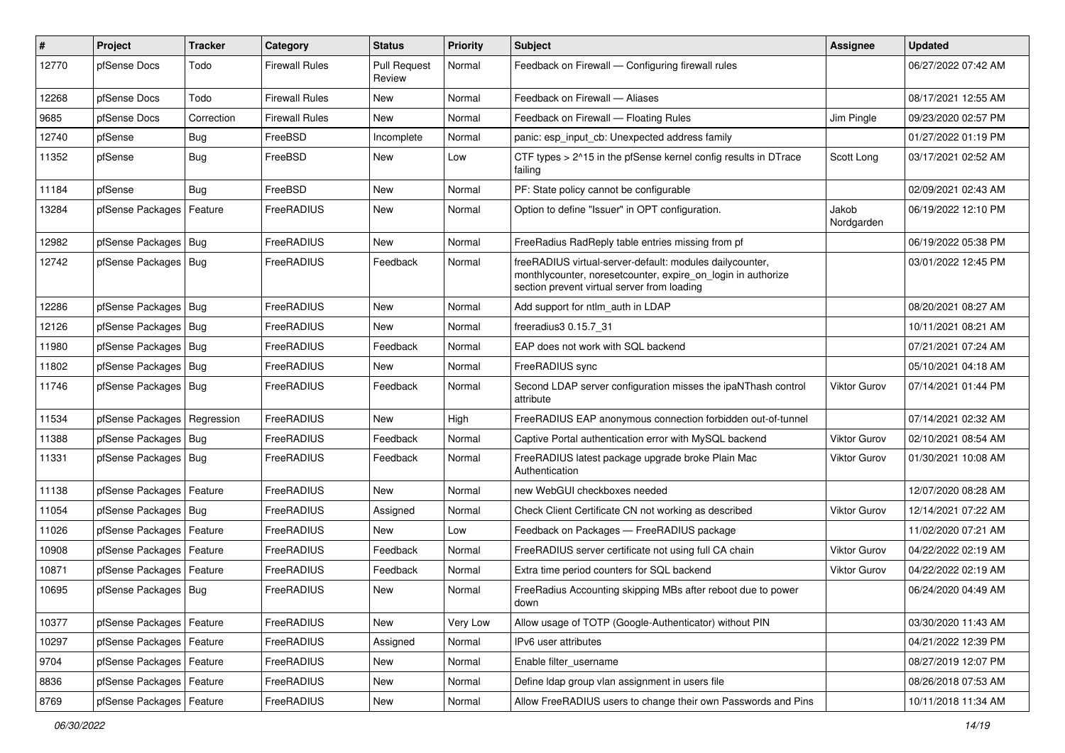| # | Project | Tracker | Category | Status | Priority | Subject | Assignee | Updated |
|---|---|---|---|---|---|---|---|---|
| 12770 | pfSense Docs | Todo | Firewall Rules | Pull Request Review | Normal | Feedback on Firewall — Configuring firewall rules | | 06/27/2022 07:42 AM |
| 12268 | pfSense Docs | Todo | Firewall Rules | New | Normal | Feedback on Firewall — Aliases | | 08/17/2021 12:55 AM |
| 9685 | pfSense Docs | Correction | Firewall Rules | New | Normal | Feedback on Firewall — Floating Rules | Jim Pingle | 09/23/2020 02:57 PM |
| 12740 | pfSense | Bug | FreeBSD | Incomplete | Normal | panic: esp_input_cb: Unexpected address family | | 01/27/2022 01:19 PM |
| 11352 | pfSense | Bug | FreeBSD | New | Low | CTF types > 2^15 in the pfSense kernel config results in DTrace failing | Scott Long | 03/17/2021 02:52 AM |
| 11184 | pfSense | Bug | FreeBSD | New | Normal | PF: State policy cannot be configurable | | 02/09/2021 02:43 AM |
| 13284 | pfSense Packages | Feature | FreeRADIUS | New | Normal | Option to define "Issuer" in OPT configuration. | Jakob Nordgarden | 06/19/2022 12:10 PM |
| 12982 | pfSense Packages | Bug | FreeRADIUS | New | Normal | FreeRadius RadReply table entries missing from pf | | 06/19/2022 05:38 PM |
| 12742 | pfSense Packages | Bug | FreeRADIUS | Feedback | Normal | freeRADIUS virtual-server-default: modules dailycounter, monthlycounter, noresetcounter, expire_on_login in authorize section prevent virtual server from loading | | 03/01/2022 12:45 PM |
| 12286 | pfSense Packages | Bug | FreeRADIUS | New | Normal | Add support for ntlm_auth in LDAP | | 08/20/2021 08:27 AM |
| 12126 | pfSense Packages | Bug | FreeRADIUS | New | Normal | freeradius3 0.15.7_31 | | 10/11/2021 08:21 AM |
| 11980 | pfSense Packages | Bug | FreeRADIUS | Feedback | Normal | EAP does not work with SQL backend | | 07/21/2021 07:24 AM |
| 11802 | pfSense Packages | Bug | FreeRADIUS | New | Normal | FreeRADIUS sync | | 05/10/2021 04:18 AM |
| 11746 | pfSense Packages | Bug | FreeRADIUS | Feedback | Normal | Second LDAP server configuration misses the ipaNThash control attribute | Viktor Gurov | 07/14/2021 01:44 PM |
| 11534 | pfSense Packages | Regression | FreeRADIUS | New | High | FreeRADIUS EAP anonymous connection forbidden out-of-tunnel | | 07/14/2021 02:32 AM |
| 11388 | pfSense Packages | Bug | FreeRADIUS | Feedback | Normal | Captive Portal authentication error with MySQL backend | Viktor Gurov | 02/10/2021 08:54 AM |
| 11331 | pfSense Packages | Bug | FreeRADIUS | Feedback | Normal | FreeRADIUS latest package upgrade broke Plain Mac Authentication | Viktor Gurov | 01/30/2021 10:08 AM |
| 11138 | pfSense Packages | Feature | FreeRADIUS | New | Normal | new WebGUI checkboxes needed | | 12/07/2020 08:28 AM |
| 11054 | pfSense Packages | Bug | FreeRADIUS | Assigned | Normal | Check Client Certificate CN not working as described | Viktor Gurov | 12/14/2021 07:22 AM |
| 11026 | pfSense Packages | Feature | FreeRADIUS | New | Low | Feedback on Packages — FreeRADIUS package | | 11/02/2020 07:21 AM |
| 10908 | pfSense Packages | Feature | FreeRADIUS | Feedback | Normal | FreeRADIUS server certificate not using full CA chain | Viktor Gurov | 04/22/2022 02:19 AM |
| 10871 | pfSense Packages | Feature | FreeRADIUS | Feedback | Normal | Extra time period counters for SQL backend | Viktor Gurov | 04/22/2022 02:19 AM |
| 10695 | pfSense Packages | Bug | FreeRADIUS | New | Normal | FreeRadius Accounting skipping MBs after reboot due to power down | | 06/24/2020 04:49 AM |
| 10377 | pfSense Packages | Feature | FreeRADIUS | New | Very Low | Allow usage of TOTP (Google-Authenticator) without PIN | | 03/30/2020 11:43 AM |
| 10297 | pfSense Packages | Feature | FreeRADIUS | Assigned | Normal | IPv6 user attributes | | 04/21/2022 12:39 PM |
| 9704 | pfSense Packages | Feature | FreeRADIUS | New | Normal | Enable filter_username | | 08/27/2019 12:07 PM |
| 8836 | pfSense Packages | Feature | FreeRADIUS | New | Normal | Define ldap group vlan assignment in users file | | 08/26/2018 07:53 AM |
| 8769 | pfSense Packages | Feature | FreeRADIUS | New | Normal | Allow FreeRADIUS users to change their own Passwords and Pins | | 10/11/2018 11:34 AM |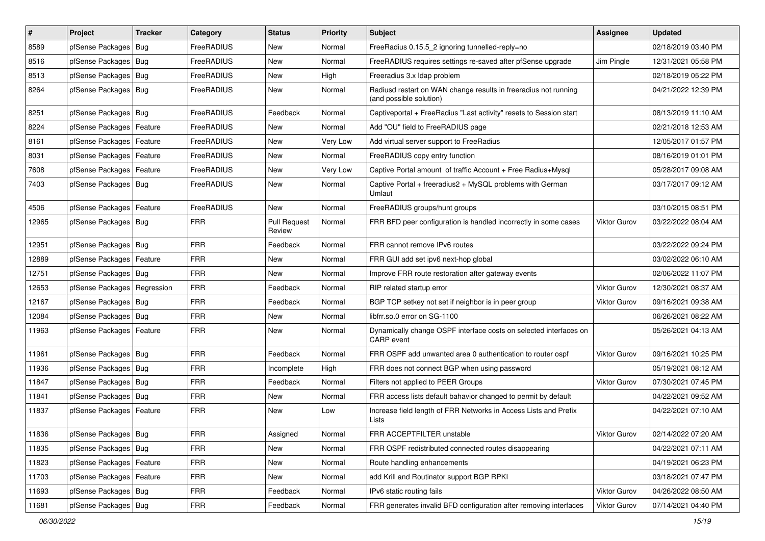| # | Project | Tracker | Category | Status | Priority | Subject | Assignee | Updated |
|---|---|---|---|---|---|---|---|---|
| 8589 | pfSense Packages | Bug | FreeRADIUS | New | Normal | FreeRadius 0.15.5_2 ignoring tunnelled-reply=no | | 02/18/2019 03:40 PM |
| 8516 | pfSense Packages | Bug | FreeRADIUS | New | Normal | FreeRADIUS requires settings re-saved after pfSense upgrade | Jim Pingle | 12/31/2021 05:58 PM |
| 8513 | pfSense Packages | Bug | FreeRADIUS | New | High | Freeradius 3.x ldap problem | | 02/18/2019 05:22 PM |
| 8264 | pfSense Packages | Bug | FreeRADIUS | New | Normal | Radiusd restart on WAN change results in freeradius not running (and possible solution) | | 04/21/2022 12:39 PM |
| 8251 | pfSense Packages | Bug | FreeRADIUS | Feedback | Normal | Captiveportal + FreeRadius "Last activity" resets to Session start | | 08/13/2019 11:10 AM |
| 8224 | pfSense Packages | Feature | FreeRADIUS | New | Normal | Add "OU" field to FreeRADIUS page | | 02/21/2018 12:53 AM |
| 8161 | pfSense Packages | Feature | FreeRADIUS | New | Very Low | Add virtual server support to FreeRadius | | 12/05/2017 01:57 PM |
| 8031 | pfSense Packages | Feature | FreeRADIUS | New | Normal | FreeRADIUS copy entry function | | 08/16/2019 01:01 PM |
| 7608 | pfSense Packages | Feature | FreeRADIUS | New | Very Low | Captive Portal amount of traffic Account + Free Radius+Mysql | | 05/28/2017 09:08 AM |
| 7403 | pfSense Packages | Bug | FreeRADIUS | New | Normal | Captive Portal + freeradius2 + MySQL problems with German Umlaut | | 03/17/2017 09:12 AM |
| 4506 | pfSense Packages | Feature | FreeRADIUS | New | Normal | FreeRADIUS groups/hunt groups | | 03/10/2015 08:51 PM |
| 12965 | pfSense Packages | Bug | FRR | Pull Request Review | Normal | FRR BFD peer configuration is handled incorrectly in some cases | Viktor Gurov | 03/22/2022 08:04 AM |
| 12951 | pfSense Packages | Bug | FRR | Feedback | Normal | FRR cannot remove IPv6 routes | | 03/22/2022 09:24 PM |
| 12889 | pfSense Packages | Feature | FRR | New | Normal | FRR GUI add set ipv6 next-hop global | | 03/02/2022 06:10 AM |
| 12751 | pfSense Packages | Bug | FRR | New | Normal | Improve FRR route restoration after gateway events | | 02/06/2022 11:07 PM |
| 12653 | pfSense Packages | Regression | FRR | Feedback | Normal | RIP related startup error | Viktor Gurov | 12/30/2021 08:37 AM |
| 12167 | pfSense Packages | Bug | FRR | Feedback | Normal | BGP TCP setkey not set if neighbor is in peer group | Viktor Gurov | 09/16/2021 09:38 AM |
| 12084 | pfSense Packages | Bug | FRR | New | Normal | libfrr.so.0 error on SG-1100 | | 06/26/2021 08:22 AM |
| 11963 | pfSense Packages | Feature | FRR | New | Normal | Dynamically change OSPF interface costs on selected interfaces on CARP event | | 05/26/2021 04:13 AM |
| 11961 | pfSense Packages | Bug | FRR | Feedback | Normal | FRR OSPF add unwanted area 0 authentication to router ospf | Viktor Gurov | 09/16/2021 10:25 PM |
| 11936 | pfSense Packages | Bug | FRR | Incomplete | High | FRR does not connect BGP when using password | | 05/19/2021 08:12 AM |
| 11847 | pfSense Packages | Bug | FRR | Feedback | Normal | Filters not applied to PEER Groups | Viktor Gurov | 07/30/2021 07:45 PM |
| 11841 | pfSense Packages | Bug | FRR | New | Normal | FRR access lists default bahavior changed to permit by default | | 04/22/2021 09:52 AM |
| 11837 | pfSense Packages | Feature | FRR | New | Low | Increase field length of FRR Networks in Access Lists and Prefix Lists | | 04/22/2021 07:10 AM |
| 11836 | pfSense Packages | Bug | FRR | Assigned | Normal | FRR ACCEPTFILTER unstable | Viktor Gurov | 02/14/2022 07:20 AM |
| 11835 | pfSense Packages | Bug | FRR | New | Normal | FRR OSPF redistributed connected routes disappearing | | 04/22/2021 07:11 AM |
| 11823 | pfSense Packages | Feature | FRR | New | Normal | Route handling enhancements | | 04/19/2021 06:23 PM |
| 11703 | pfSense Packages | Feature | FRR | New | Normal | add Krill and Routinator support BGP RPKI | | 03/18/2021 07:47 PM |
| 11693 | pfSense Packages | Bug | FRR | Feedback | Normal | IPv6 static routing fails | Viktor Gurov | 04/26/2022 08:50 AM |
| 11681 | pfSense Packages | Bug | FRR | Feedback | Normal | FRR generates invalid BFD configuration after removing interfaces | Viktor Gurov | 07/14/2021 04:40 PM |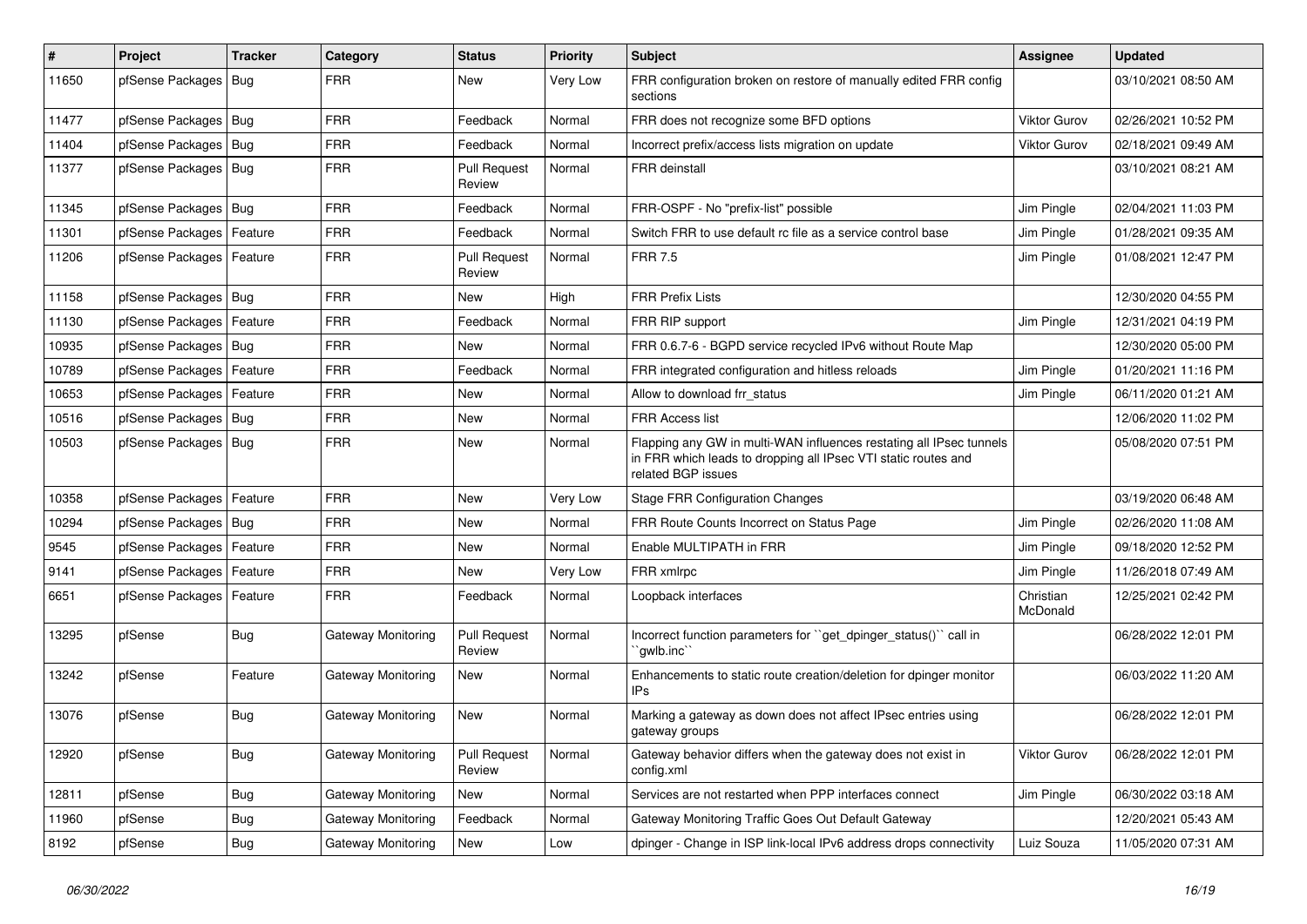| # | Project | Tracker | Category | Status | Priority | Subject | Assignee | Updated |
|---|---|---|---|---|---|---|---|---|
| 11650 | pfSense Packages | Bug | FRR | New | Very Low | FRR configuration broken on restore of manually edited FRR config sections | | 03/10/2021 08:50 AM |
| 11477 | pfSense Packages | Bug | FRR | Feedback | Normal | FRR does not recognize some BFD options | Viktor Gurov | 02/26/2021 10:52 PM |
| 11404 | pfSense Packages | Bug | FRR | Feedback | Normal | Incorrect prefix/access lists migration on update | Viktor Gurov | 02/18/2021 09:49 AM |
| 11377 | pfSense Packages | Bug | FRR | Pull Request Review | Normal | FRR deinstall | | 03/10/2021 08:21 AM |
| 11345 | pfSense Packages | Bug | FRR | Feedback | Normal | FRR-OSPF - No "prefix-list" possible | Jim Pingle | 02/04/2021 11:03 PM |
| 11301 | pfSense Packages | Feature | FRR | Feedback | Normal | Switch FRR to use default rc file as a service control base | Jim Pingle | 01/28/2021 09:35 AM |
| 11206 | pfSense Packages | Feature | FRR | Pull Request Review | Normal | FRR 7.5 | Jim Pingle | 01/08/2021 12:47 PM |
| 11158 | pfSense Packages | Bug | FRR | New | High | FRR Prefix Lists | | 12/30/2020 04:55 PM |
| 11130 | pfSense Packages | Feature | FRR | Feedback | Normal | FRR RIP support | Jim Pingle | 12/31/2021 04:19 PM |
| 10935 | pfSense Packages | Bug | FRR | New | Normal | FRR 0.6.7-6 - BGPD service recycled IPv6 without Route Map | | 12/30/2020 05:00 PM |
| 10789 | pfSense Packages | Feature | FRR | Feedback | Normal | FRR integrated configuration and hitless reloads | Jim Pingle | 01/20/2021 11:16 PM |
| 10653 | pfSense Packages | Feature | FRR | New | Normal | Allow to download frr_status | Jim Pingle | 06/11/2020 01:21 AM |
| 10516 | pfSense Packages | Bug | FRR | New | Normal | FRR Access list | | 12/06/2020 11:02 PM |
| 10503 | pfSense Packages | Bug | FRR | New | Normal | Flapping any GW in multi-WAN influences restating all IPsec tunnels in FRR which leads to dropping all IPsec VTI static routes and related BGP issues | | 05/08/2020 07:51 PM |
| 10358 | pfSense Packages | Feature | FRR | New | Very Low | Stage FRR Configuration Changes | | 03/19/2020 06:48 AM |
| 10294 | pfSense Packages | Bug | FRR | New | Normal | FRR Route Counts Incorrect on Status Page | Jim Pingle | 02/26/2020 11:08 AM |
| 9545 | pfSense Packages | Feature | FRR | New | Normal | Enable MULTIPATH in FRR | Jim Pingle | 09/18/2020 12:52 PM |
| 9141 | pfSense Packages | Feature | FRR | New | Very Low | FRR xmlrpc | Jim Pingle | 11/26/2018 07:49 AM |
| 6651 | pfSense Packages | Feature | FRR | Feedback | Normal | Loopback interfaces | Christian McDonald | 12/25/2021 02:42 PM |
| 13295 | pfSense | Bug | Gateway Monitoring | Pull Request Review | Normal | Incorrect function parameters for ``get_dpinger_status()`` call in ``gwlb.inc`` | | 06/28/2022 12:01 PM |
| 13242 | pfSense | Feature | Gateway Monitoring | New | Normal | Enhancements to static route creation/deletion for dpinger monitor IPs | | 06/03/2022 11:20 AM |
| 13076 | pfSense | Bug | Gateway Monitoring | New | Normal | Marking a gateway as down does not affect IPsec entries using gateway groups | | 06/28/2022 12:01 PM |
| 12920 | pfSense | Bug | Gateway Monitoring | Pull Request Review | Normal | Gateway behavior differs when the gateway does not exist in config.xml | Viktor Gurov | 06/28/2022 12:01 PM |
| 12811 | pfSense | Bug | Gateway Monitoring | New | Normal | Services are not restarted when PPP interfaces connect | Jim Pingle | 06/30/2022 03:18 AM |
| 11960 | pfSense | Bug | Gateway Monitoring | Feedback | Normal | Gateway Monitoring Traffic Goes Out Default Gateway | | 12/20/2021 05:43 AM |
| 8192 | pfSense | Bug | Gateway Monitoring | New | Low | dpinger - Change in ISP link-local IPv6 address drops connectivity | Luiz Souza | 11/05/2020 07:31 AM |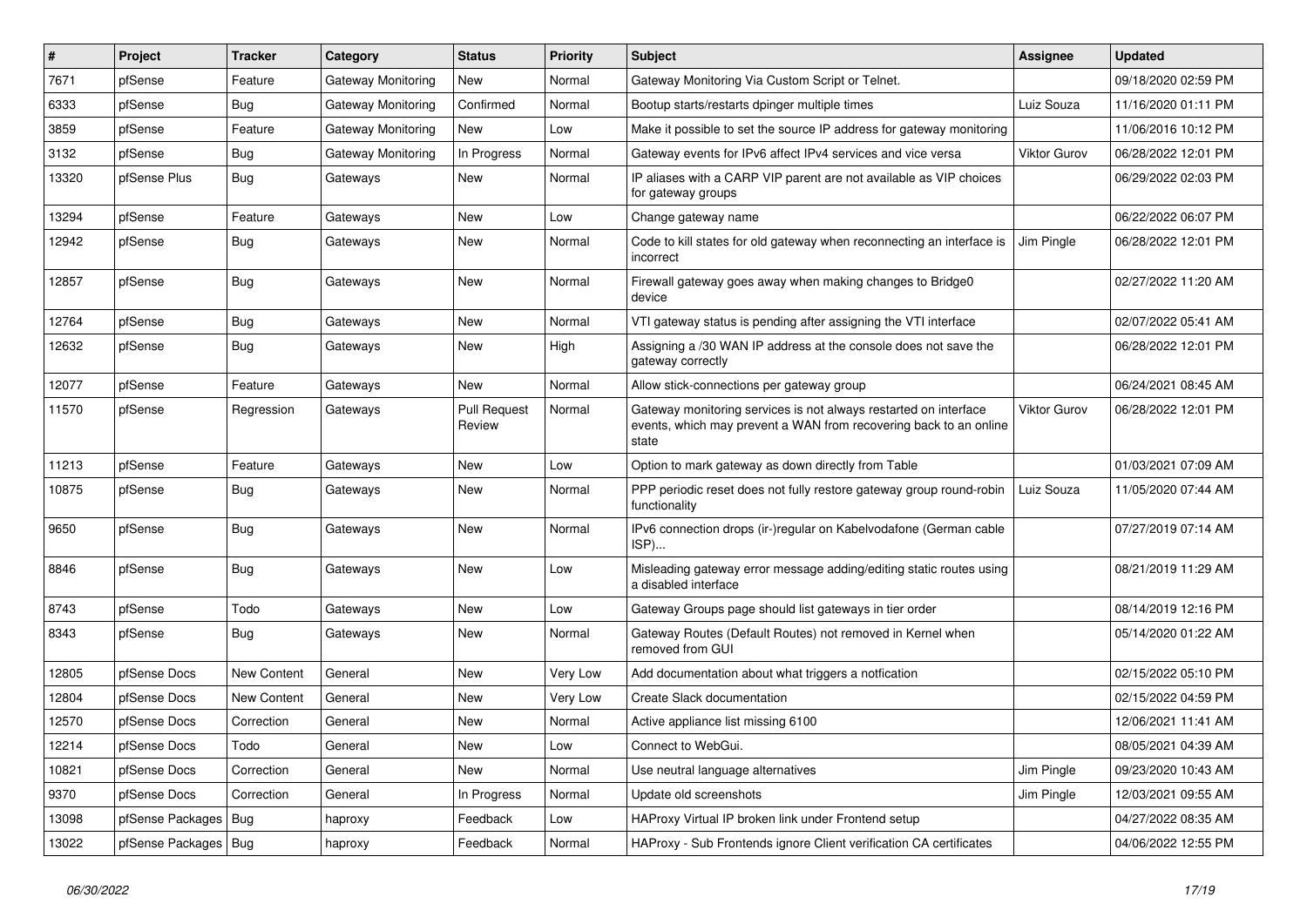| # | Project | Tracker | Category | Status | Priority | Subject | Assignee | Updated |
|---|---|---|---|---|---|---|---|---|
| 7671 | pfSense | Feature | Gateway Monitoring | New | Normal | Gateway Monitoring Via Custom Script or Telnet. | | 09/18/2020 02:59 PM |
| 6333 | pfSense | Bug | Gateway Monitoring | Confirmed | Normal | Bootup starts/restarts dpinger multiple times | Luiz Souza | 11/16/2020 01:11 PM |
| 3859 | pfSense | Feature | Gateway Monitoring | New | Low | Make it possible to set the source IP address for gateway monitoring | | 11/06/2016 10:12 PM |
| 3132 | pfSense | Bug | Gateway Monitoring | In Progress | Normal | Gateway events for IPv6 affect IPv4 services and vice versa | Viktor Gurov | 06/28/2022 12:01 PM |
| 13320 | pfSense Plus | Bug | Gateways | New | Normal | IP aliases with a CARP VIP parent are not available as VIP choices for gateway groups | | 06/29/2022 02:03 PM |
| 13294 | pfSense | Feature | Gateways | New | Low | Change gateway name | | 06/22/2022 06:07 PM |
| 12942 | pfSense | Bug | Gateways | New | Normal | Code to kill states for old gateway when reconnecting an interface is incorrect | Jim Pingle | 06/28/2022 12:01 PM |
| 12857 | pfSense | Bug | Gateways | New | Normal | Firewall gateway goes away when making changes to Bridge0 device | | 02/27/2022 11:20 AM |
| 12764 | pfSense | Bug | Gateways | New | Normal | VTI gateway status is pending after assigning the VTI interface | | 02/07/2022 05:41 AM |
| 12632 | pfSense | Bug | Gateways | New | High | Assigning a /30 WAN IP address at the console does not save the gateway correctly | | 06/28/2022 12:01 PM |
| 12077 | pfSense | Feature | Gateways | New | Normal | Allow stick-connections per gateway group | | 06/24/2021 08:45 AM |
| 11570 | pfSense | Regression | Gateways | Pull Request Review | Normal | Gateway monitoring services is not always restarted on interface events, which may prevent a WAN from recovering back to an online state | Viktor Gurov | 06/28/2022 12:01 PM |
| 11213 | pfSense | Feature | Gateways | New | Low | Option to mark gateway as down directly from Table | | 01/03/2021 07:09 AM |
| 10875 | pfSense | Bug | Gateways | New | Normal | PPP periodic reset does not fully restore gateway group round-robin functionality | Luiz Souza | 11/05/2020 07:44 AM |
| 9650 | pfSense | Bug | Gateways | New | Normal | IPv6 connection drops (ir-)regular on Kabelvodafone (German cable ISP)... | | 07/27/2019 07:14 AM |
| 8846 | pfSense | Bug | Gateways | New | Low | Misleading gateway error message adding/editing static routes using a disabled interface | | 08/21/2019 11:29 AM |
| 8743 | pfSense | Todo | Gateways | New | Low | Gateway Groups page should list gateways in tier order | | 08/14/2019 12:16 PM |
| 8343 | pfSense | Bug | Gateways | New | Normal | Gateway Routes (Default Routes) not removed in Kernel when removed from GUI | | 05/14/2020 01:22 AM |
| 12805 | pfSense Docs | New Content | General | New | Very Low | Add documentation about what triggers a notfication | | 02/15/2022 05:10 PM |
| 12804 | pfSense Docs | New Content | General | New | Very Low | Create Slack documentation | | 02/15/2022 04:59 PM |
| 12570 | pfSense Docs | Correction | General | New | Normal | Active appliance list missing 6100 | | 12/06/2021 11:41 AM |
| 12214 | pfSense Docs | Todo | General | New | Low | Connect to WebGui. | | 08/05/2021 04:39 AM |
| 10821 | pfSense Docs | Correction | General | New | Normal | Use neutral language alternatives | Jim Pingle | 09/23/2020 10:43 AM |
| 9370 | pfSense Docs | Correction | General | In Progress | Normal | Update old screenshots | Jim Pingle | 12/03/2021 09:55 AM |
| 13098 | pfSense Packages | Bug | haproxy | Feedback | Low | HAProxy Virtual IP broken link under Frontend setup | | 04/27/2022 08:35 AM |
| 13022 | pfSense Packages | Bug | haproxy | Feedback | Normal | HAProxy - Sub Frontends ignore Client verification CA certificates | | 04/06/2022 12:55 PM |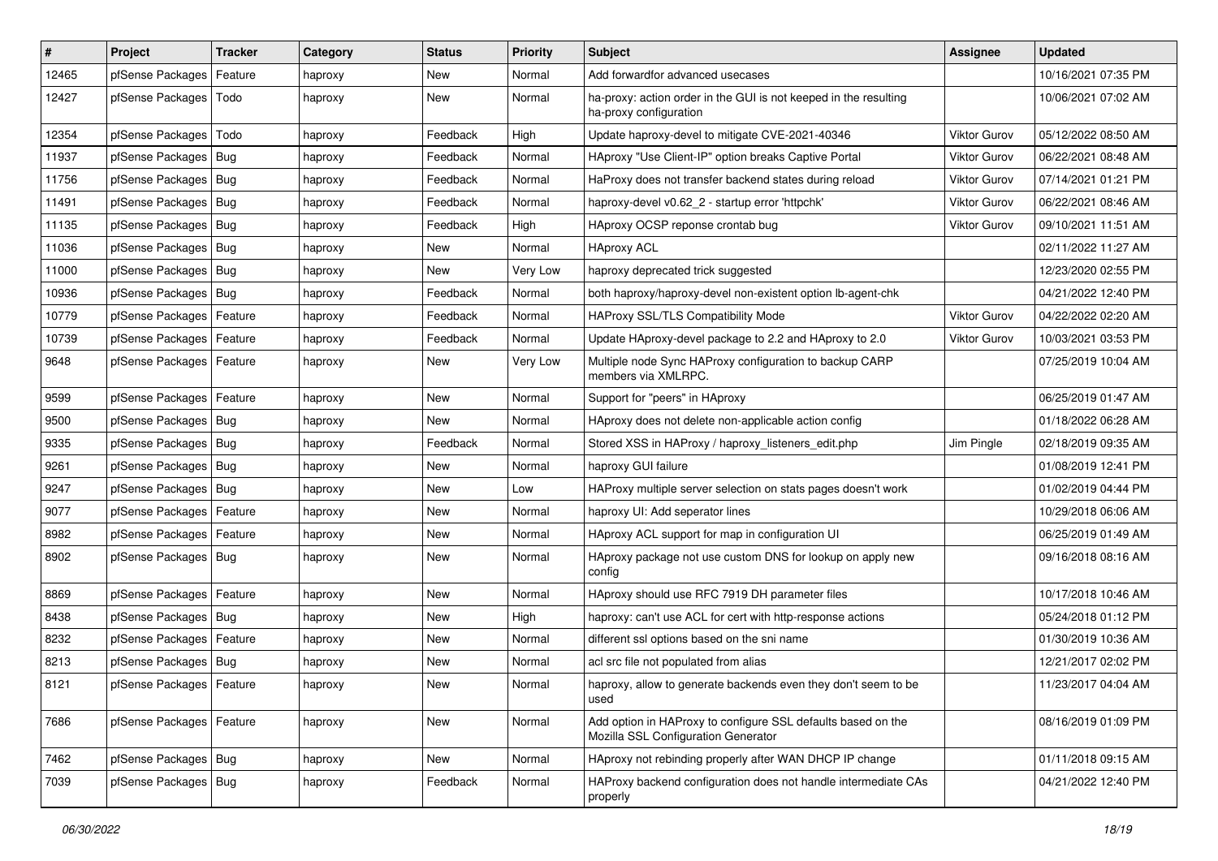| # | Project | Tracker | Category | Status | Priority | Subject | Assignee | Updated |
|---|---|---|---|---|---|---|---|---|
| 12465 | pfSense Packages | Feature | haproxy | New | Normal | Add forwardfor advanced usecases | | 10/16/2021 07:35 PM |
| 12427 | pfSense Packages | Todo | haproxy | New | Normal | ha-proxy: action order in the GUI is not keeped in the resulting ha-proxy configuration | | 10/06/2021 07:02 AM |
| 12354 | pfSense Packages | Todo | haproxy | Feedback | High | Update haproxy-devel to mitigate CVE-2021-40346 | Viktor Gurov | 05/12/2022 08:50 AM |
| 11937 | pfSense Packages | Bug | haproxy | Feedback | Normal | HAproxy "Use Client-IP" option breaks Captive Portal | Viktor Gurov | 06/22/2021 08:48 AM |
| 11756 | pfSense Packages | Bug | haproxy | Feedback | Normal | HaProxy does not transfer backend states during reload | Viktor Gurov | 07/14/2021 01:21 PM |
| 11491 | pfSense Packages | Bug | haproxy | Feedback | Normal | haproxy-devel v0.62_2 - startup error 'httpchk' | Viktor Gurov | 06/22/2021 08:46 AM |
| 11135 | pfSense Packages | Bug | haproxy | Feedback | High | HAproxy OCSP reponse crontab bug | Viktor Gurov | 09/10/2021 11:51 AM |
| 11036 | pfSense Packages | Bug | haproxy | New | Normal | HAproxy ACL | | 02/11/2022 11:27 AM |
| 11000 | pfSense Packages | Bug | haproxy | New | Very Low | haproxy deprecated trick suggested | | 12/23/2020 02:55 PM |
| 10936 | pfSense Packages | Bug | haproxy | Feedback | Normal | both haproxy/haproxy-devel non-existent option lb-agent-chk | | 04/21/2022 12:40 PM |
| 10779 | pfSense Packages | Feature | haproxy | Feedback | Normal | HAProxy SSL/TLS Compatibility Mode | Viktor Gurov | 04/22/2022 02:20 AM |
| 10739 | pfSense Packages | Feature | haproxy | Feedback | Normal | Update HAproxy-devel package to 2.2 and HAproxy to 2.0 | Viktor Gurov | 10/03/2021 03:53 PM |
| 9648 | pfSense Packages | Feature | haproxy | New | Very Low | Multiple node Sync HAProxy configuration to backup CARP members via XMLRPC. | | 07/25/2019 10:04 AM |
| 9599 | pfSense Packages | Feature | haproxy | New | Normal | Support for "peers" in HAproxy | | 06/25/2019 01:47 AM |
| 9500 | pfSense Packages | Bug | haproxy | New | Normal | HAproxy does not delete non-applicable action config | | 01/18/2022 06:28 AM |
| 9335 | pfSense Packages | Bug | haproxy | Feedback | Normal | Stored XSS in HAProxy / haproxy_listeners_edit.php | Jim Pingle | 02/18/2019 09:35 AM |
| 9261 | pfSense Packages | Bug | haproxy | New | Normal | haproxy GUI failure | | 01/08/2019 12:41 PM |
| 9247 | pfSense Packages | Bug | haproxy | New | Low | HAProxy multiple server selection on stats pages doesn't work | | 01/02/2019 04:44 PM |
| 9077 | pfSense Packages | Feature | haproxy | New | Normal | haproxy UI: Add seperator lines | | 10/29/2018 06:06 AM |
| 8982 | pfSense Packages | Feature | haproxy | New | Normal | HAproxy ACL support for map in configuration UI | | 06/25/2019 01:49 AM |
| 8902 | pfSense Packages | Bug | haproxy | New | Normal | HAproxy package not use custom DNS for lookup on apply new config | | 09/16/2018 08:16 AM |
| 8869 | pfSense Packages | Feature | haproxy | New | Normal | HAproxy should use RFC 7919 DH parameter files | | 10/17/2018 10:46 AM |
| 8438 | pfSense Packages | Bug | haproxy | New | High | haproxy: can't use ACL for cert with http-response actions | | 05/24/2018 01:12 PM |
| 8232 | pfSense Packages | Feature | haproxy | New | Normal | different ssl options based on the sni name | | 01/30/2019 10:36 AM |
| 8213 | pfSense Packages | Bug | haproxy | New | Normal | acl src file not populated from alias | | 12/21/2017 02:02 PM |
| 8121 | pfSense Packages | Feature | haproxy | New | Normal | haproxy, allow to generate backends even they don't seem to be used | | 11/23/2017 04:04 AM |
| 7686 | pfSense Packages | Feature | haproxy | New | Normal | Add option in HAProxy to configure SSL defaults based on the Mozilla SSL Configuration Generator | | 08/16/2019 01:09 PM |
| 7462 | pfSense Packages | Bug | haproxy | New | Normal | HAproxy not rebinding properly after WAN DHCP IP change | | 01/11/2018 09:15 AM |
| 7039 | pfSense Packages | Bug | haproxy | Feedback | Normal | HAProxy backend configuration does not handle intermediate CAs properly | | 04/21/2022 12:40 PM |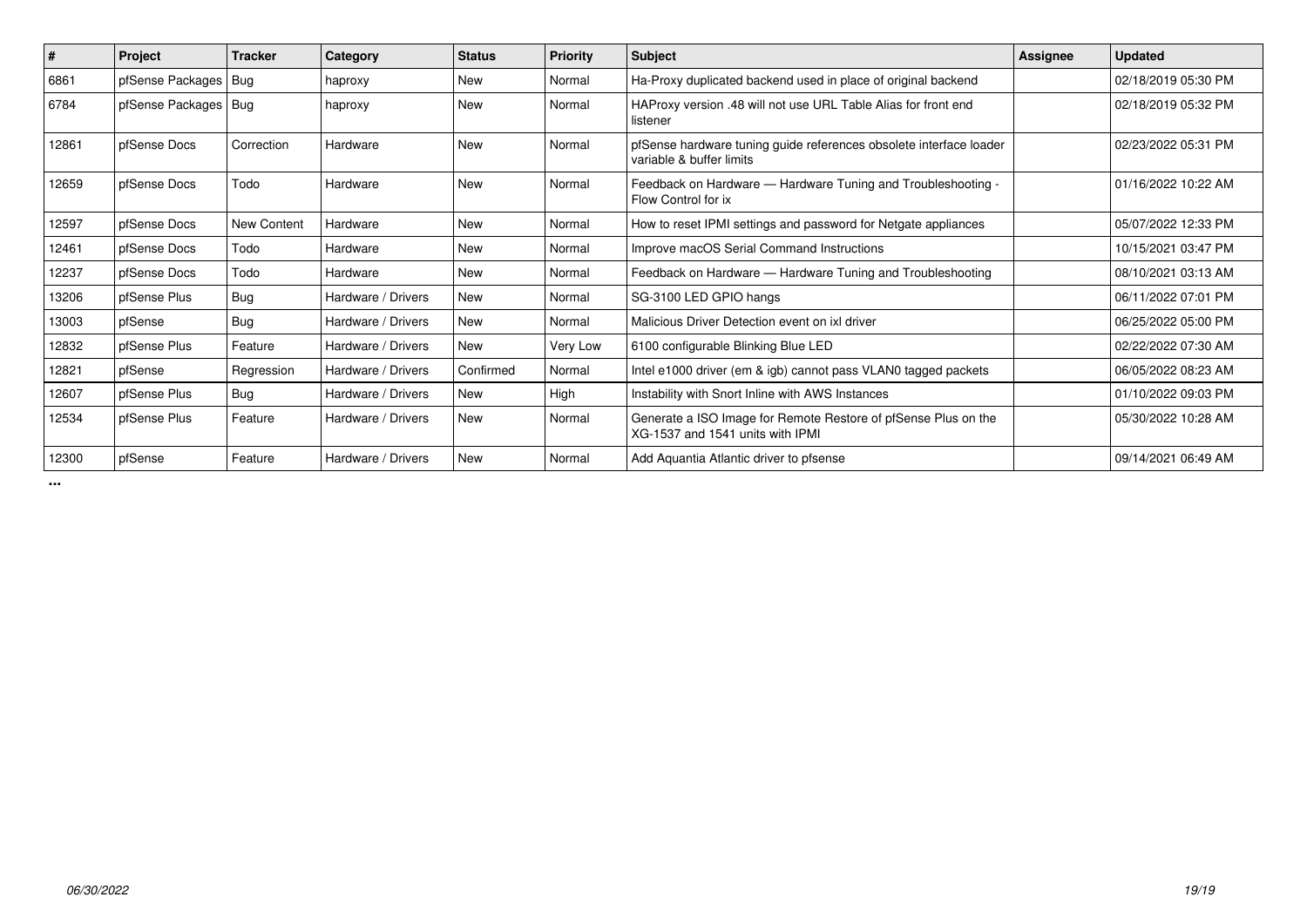| # | Project | Tracker | Category | Status | Priority | Subject | Assignee | Updated |
|---|---|---|---|---|---|---|---|---|
| 6861 | pfSense Packages | Bug | haproxy | New | Normal | Ha-Proxy duplicated backend used in place of original backend | | 02/18/2019 05:30 PM |
| 6784 | pfSense Packages | Bug | haproxy | New | Normal | HAProxy version .48 will not use URL Table Alias for front end listener | | 02/18/2019 05:32 PM |
| 12861 | pfSense Docs | Correction | Hardware | New | Normal | pfSense hardware tuning guide references obsolete interface loader variable & buffer limits | | 02/23/2022 05:31 PM |
| 12659 | pfSense Docs | Todo | Hardware | New | Normal | Feedback on Hardware — Hardware Tuning and Troubleshooting - Flow Control for ix | | 01/16/2022 10:22 AM |
| 12597 | pfSense Docs | New Content | Hardware | New | Normal | How to reset IPMI settings and password for Netgate appliances | | 05/07/2022 12:33 PM |
| 12461 | pfSense Docs | Todo | Hardware | New | Normal | Improve macOS Serial Command Instructions | | 10/15/2021 03:47 PM |
| 12237 | pfSense Docs | Todo | Hardware | New | Normal | Feedback on Hardware — Hardware Tuning and Troubleshooting | | 08/10/2021 03:13 AM |
| 13206 | pfSense Plus | Bug | Hardware / Drivers | New | Normal | SG-3100 LED GPIO hangs | | 06/11/2022 07:01 PM |
| 13003 | pfSense | Bug | Hardware / Drivers | New | Normal | Malicious Driver Detection event on ixl driver | | 06/25/2022 05:00 PM |
| 12832 | pfSense Plus | Feature | Hardware / Drivers | New | Very Low | 6100 configurable Blinking Blue LED | | 02/22/2022 07:30 AM |
| 12821 | pfSense | Regression | Hardware / Drivers | Confirmed | Normal | Intel e1000 driver (em & igb) cannot pass VLAN0 tagged packets | | 06/05/2022 08:23 AM |
| 12607 | pfSense Plus | Bug | Hardware / Drivers | New | High | Instability with Snort Inline with AWS Instances | | 01/10/2022 09:03 PM |
| 12534 | pfSense Plus | Feature | Hardware / Drivers | New | Normal | Generate a ISO Image for Remote Restore of pfSense Plus on the XG-1537 and 1541 units with IPMI | | 05/30/2022 10:28 AM |
| 12300 | pfSense | Feature | Hardware / Drivers | New | Normal | Add Aquantia Atlantic driver to pfsense | | 09/14/2021 06:49 AM |

...